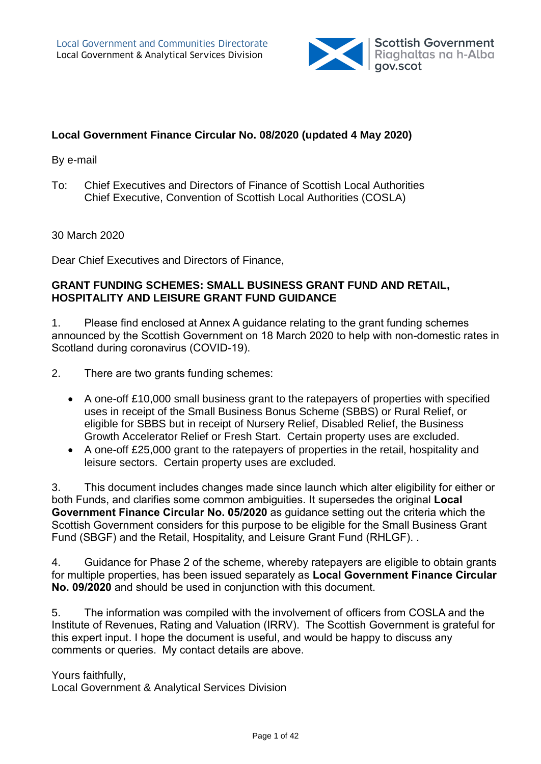Local Government and Communities Directorate
Local Government & Analytical Services Division

Scottish Government
Riaghaltas na h-Alba
gov.scot

**Local Government Finance Circular No. 08/2020 (updated 4 May 2020)**

By e-mail

To: Chief Executives and Directors of Finance of Scottish Local Authorities
Chief Executive, Convention of Scottish Local Authorities (COSLA)

30 March 2020

Dear Chief Executives and Directors of Finance,

**GRANT FUNDING SCHEMES: SMALL BUSINESS GRANT FUND AND RETAIL, HOSPITALITY AND LEISURE GRANT FUND GUIDANCE**

1. Please find enclosed at Annex A guidance relating to the grant funding schemes announced by the Scottish Government on 18 March 2020 to help with non-domestic rates in Scotland during coronavirus (COVID-19).

2. There are two grants funding schemes:

- A one-off £10,000 small business grant to the ratepayers of properties with specified uses in receipt of the Small Business Bonus Scheme (SBBS) or Rural Relief, or eligible for SBBS but in receipt of Nursery Relief, Disabled Relief, the Business Growth Accelerator Relief or Fresh Start. Certain property uses are excluded.
- A one-off £25,000 grant to the ratepayers of properties in the retail, hospitality and leisure sectors. Certain property uses are excluded.

3. This document includes changes made since launch which alter eligibility for either or both Funds, and clarifies some common ambiguities. It supersedes the original **Local Government Finance Circular No. 05/2020** as guidance setting out the criteria which the Scottish Government considers for this purpose to be eligible for the Small Business Grant Fund (SBGF) and the Retail, Hospitality, and Leisure Grant Fund (RHLGF). .

4. Guidance for Phase 2 of the scheme, whereby ratepayers are eligible to obtain grants for multiple properties, has been issued separately as **Local Government Finance Circular No. 09/2020** and should be used in conjunction with this document.

5. The information was compiled with the involvement of officers from COSLA and the Institute of Revenues, Rating and Valuation (IRRV). The Scottish Government is grateful for this expert input. I hope the document is useful, and would be happy to discuss any comments or queries. My contact details are above.

Yours faithfully,
Local Government & Analytical Services Division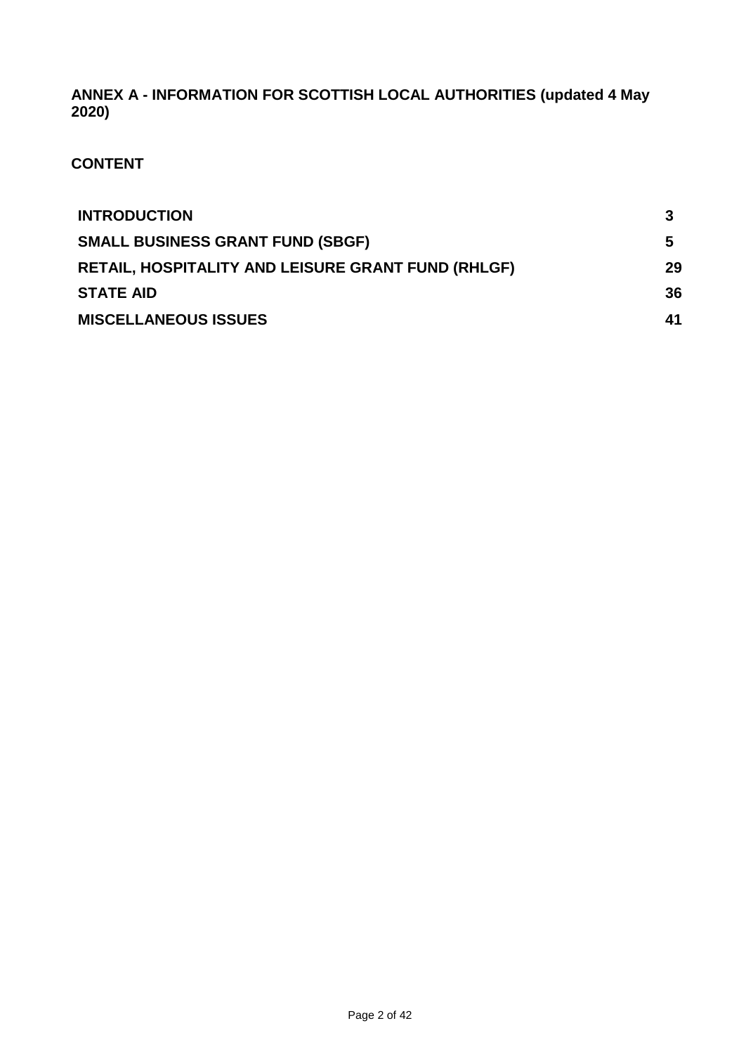**ANNEX A - INFORMATION FOR SCOTTISH LOCAL AUTHORITIES (updated 4 May 2020)**

**CONTENT**

| | |
|---|---|
| **INTRODUCTION** | **3** |
| **SMALL BUSINESS GRANT FUND (SBGF)** | **5** |
| **RETAIL, HOSPITALITY AND LEISURE GRANT FUND (RHLGF)** | **29** |
| **STATE AID** | **36** |
| **MISCELLANEOUS ISSUES** | **41** |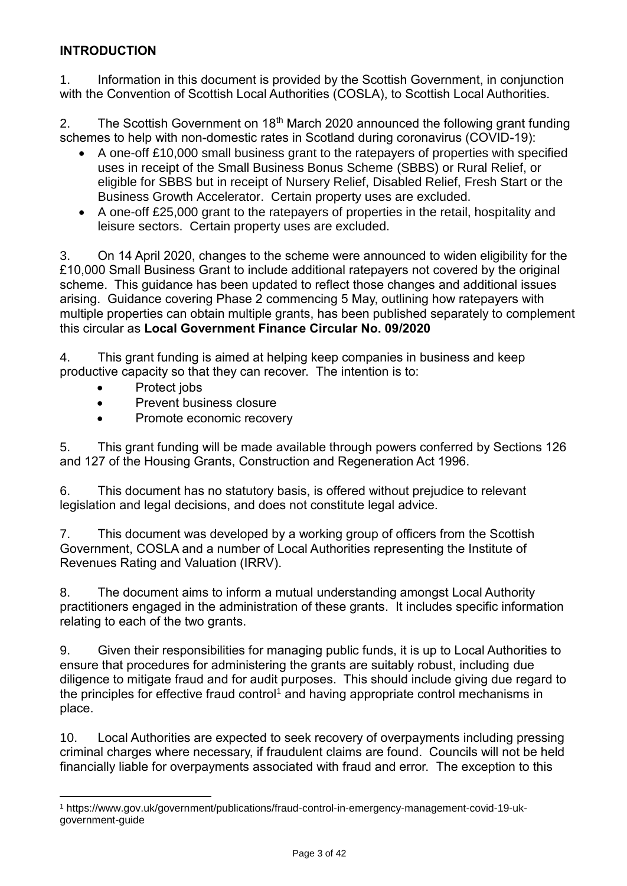## INTRODUCTION

1. Information in this document is provided by the Scottish Government, in conjunction with the Convention of Scottish Local Authorities (COSLA), to Scottish Local Authorities.

2. The Scottish Government on 18th March 2020 announced the following grant funding schemes to help with non-domestic rates in Scotland during coronavirus (COVID-19):

- A one-off £10,000 small business grant to the ratepayers of properties with specified uses in receipt of the Small Business Bonus Scheme (SBBS) or Rural Relief, or eligible for SBBS but in receipt of Nursery Relief, Disabled Relief, Fresh Start or the Business Growth Accelerator. Certain property uses are excluded.
- A one-off £25,000 grant to the ratepayers of properties in the retail, hospitality and leisure sectors. Certain property uses are excluded.

3. On 14 April 2020, changes to the scheme were announced to widen eligibility for the £10,000 Small Business Grant to include additional ratepayers not covered by the original scheme. This guidance has been updated to reflect those changes and additional issues arising. Guidance covering Phase 2 commencing 5 May, outlining how ratepayers with multiple properties can obtain multiple grants, has been published separately to complement this circular as **Local Government Finance Circular No. 09/2020**

4. This grant funding is aimed at helping keep companies in business and keep productive capacity so that they can recover. The intention is to:

- Protect jobs
- Prevent business closure
- Promote economic recovery

5. This grant funding will be made available through powers conferred by Sections 126 and 127 of the Housing Grants, Construction and Regeneration Act 1996.

6. This document has no statutory basis, is offered without prejudice to relevant legislation and legal decisions, and does not constitute legal advice.

7. This document was developed by a working group of officers from the Scottish Government, COSLA and a number of Local Authorities representing the Institute of Revenues Rating and Valuation (IRRV).

8. The document aims to inform a mutual understanding amongst Local Authority practitioners engaged in the administration of these grants. It includes specific information relating to each of the two grants.

9. Given their responsibilities for managing public funds, it is up to Local Authorities to ensure that procedures for administering the grants are suitably robust, including due diligence to mitigate fraud and for audit purposes. This should include giving due regard to the principles for effective fraud control[1] and having appropriate control mechanisms in place.

10. Local Authorities are expected to seek recovery of overpayments including pressing criminal charges where necessary, if fraudulent claims are found. Councils will not be held financially liable for overpayments associated with fraud and error. The exception to this

[1] https://www.gov.uk/government/publications/fraud-control-in-emergency-management-covid-19-uk-government-guide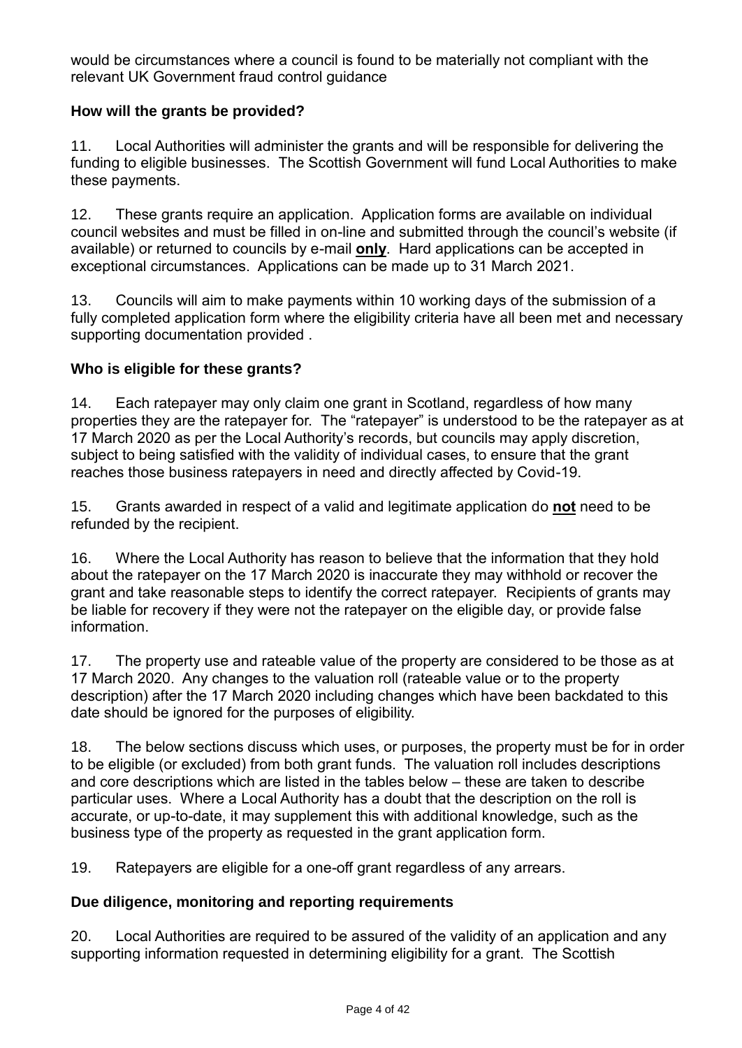would be circumstances where a council is found to be materially not compliant with the relevant UK Government fraud control guidance

**How will the grants be provided?**

11. Local Authorities will administer the grants and will be responsible for delivering the funding to eligible businesses. The Scottish Government will fund Local Authorities to make these payments.

12. These grants require an application. Application forms are available on individual council websites and must be filled in on-line and submitted through the council's website (if available) or returned to councils by e-mail **only**. Hard applications can be accepted in exceptional circumstances. Applications can be made up to 31 March 2021.

13. Councils will aim to make payments within 10 working days of the submission of a fully completed application form where the eligibility criteria have all been met and necessary supporting documentation provided .

**Who is eligible for these grants?**

14. Each ratepayer may only claim one grant in Scotland, regardless of how many properties they are the ratepayer for. The "ratepayer" is understood to be the ratepayer as at 17 March 2020 as per the Local Authority's records, but councils may apply discretion, subject to being satisfied with the validity of individual cases, to ensure that the grant reaches those business ratepayers in need and directly affected by Covid-19.

15. Grants awarded in respect of a valid and legitimate application do **not** need to be refunded by the recipient.

16. Where the Local Authority has reason to believe that the information that they hold about the ratepayer on the 17 March 2020 is inaccurate they may withhold or recover the grant and take reasonable steps to identify the correct ratepayer. Recipients of grants may be liable for recovery if they were not the ratepayer on the eligible day, or provide false information.

17. The property use and rateable value of the property are considered to be those as at 17 March 2020. Any changes to the valuation roll (rateable value or to the property description) after the 17 March 2020 including changes which have been backdated to this date should be ignored for the purposes of eligibility.

18. The below sections discuss which uses, or purposes, the property must be for in order to be eligible (or excluded) from both grant funds. The valuation roll includes descriptions and core descriptions which are listed in the tables below – these are taken to describe particular uses. Where a Local Authority has a doubt that the description on the roll is accurate, or up-to-date, it may supplement this with additional knowledge, such as the business type of the property as requested in the grant application form.

19. Ratepayers are eligible for a one-off grant regardless of any arrears.

**Due diligence, monitoring and reporting requirements**

20. Local Authorities are required to be assured of the validity of an application and any supporting information requested in determining eligibility for a grant. The Scottish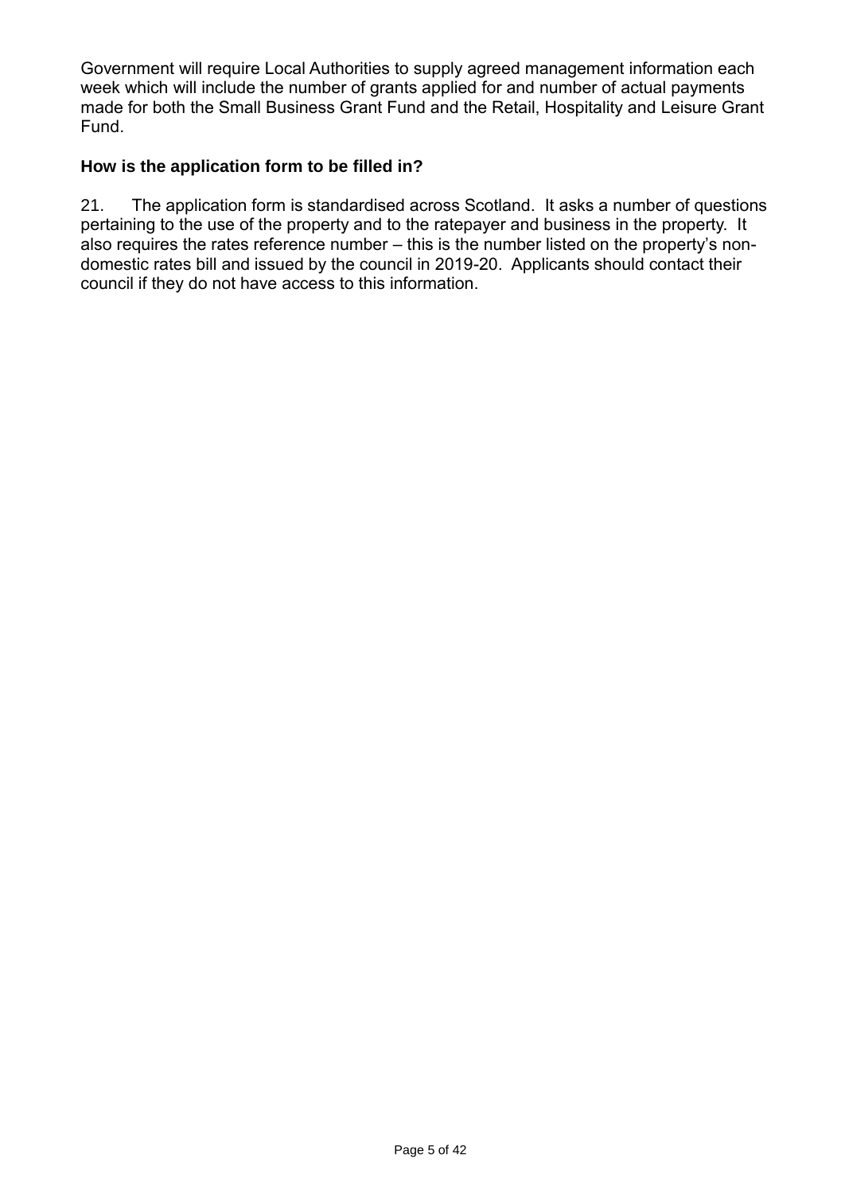Government will require Local Authorities to supply agreed management information each week which will include the number of grants applied for and number of actual payments made for both the Small Business Grant Fund and the Retail, Hospitality and Leisure Grant Fund.

**How is the application form to be filled in?**

21. The application form is standardised across Scotland. It asks a number of questions pertaining to the use of the property and to the ratepayer and business in the property. It also requires the rates reference number – this is the number listed on the property's non-domestic rates bill and issued by the council in 2019-20. Applicants should contact their council if they do not have access to this information.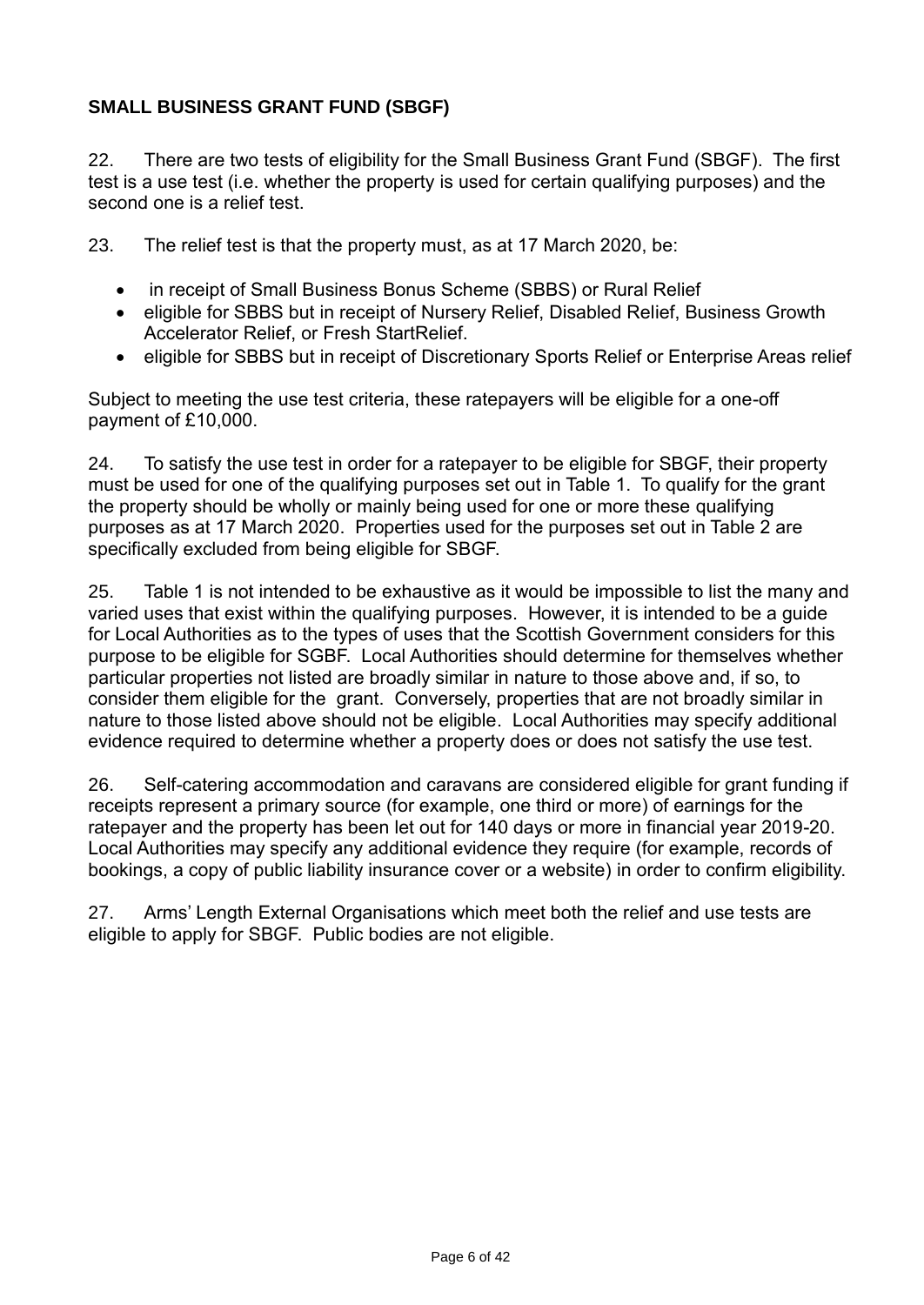## SMALL BUSINESS GRANT FUND (SBGF)

22. There are two tests of eligibility for the Small Business Grant Fund (SBGF). The first test is a use test (i.e. whether the property is used for certain qualifying purposes) and the second one is a relief test.

23. The relief test is that the property must, as at 17 March 2020, be:

- in receipt of Small Business Bonus Scheme (SBBS) or Rural Relief
- eligible for SBBS but in receipt of Nursery Relief, Disabled Relief, Business Growth Accelerator Relief, or Fresh StartRelief.
- eligible for SBBS but in receipt of Discretionary Sports Relief or Enterprise Areas relief

Subject to meeting the use test criteria, these ratepayers will be eligible for a one-off payment of £10,000.

24. To satisfy the use test in order for a ratepayer to be eligible for SBGF, their property must be used for one of the qualifying purposes set out in Table 1. To qualify for the grant the property should be wholly or mainly being used for one or more these qualifying purposes as at 17 March 2020. Properties used for the purposes set out in Table 2 are specifically excluded from being eligible for SBGF.

25. Table 1 is not intended to be exhaustive as it would be impossible to list the many and varied uses that exist within the qualifying purposes. However, it is intended to be a guide for Local Authorities as to the types of uses that the Scottish Government considers for this purpose to be eligible for SGBF. Local Authorities should determine for themselves whether particular properties not listed are broadly similar in nature to those above and, if so, to consider them eligible for the grant. Conversely, properties that are not broadly similar in nature to those listed above should not be eligible. Local Authorities may specify additional evidence required to determine whether a property does or does not satisfy the use test.

26. Self-catering accommodation and caravans are considered eligible for grant funding if receipts represent a primary source (for example, one third or more) of earnings for the ratepayer and the property has been let out for 140 days or more in financial year 2019-20. Local Authorities may specify any additional evidence they require (for example, records of bookings, a copy of public liability insurance cover or a website) in order to confirm eligibility.

27. Arms' Length External Organisations which meet both the relief and use tests are eligible to apply for SBGF. Public bodies are not eligible.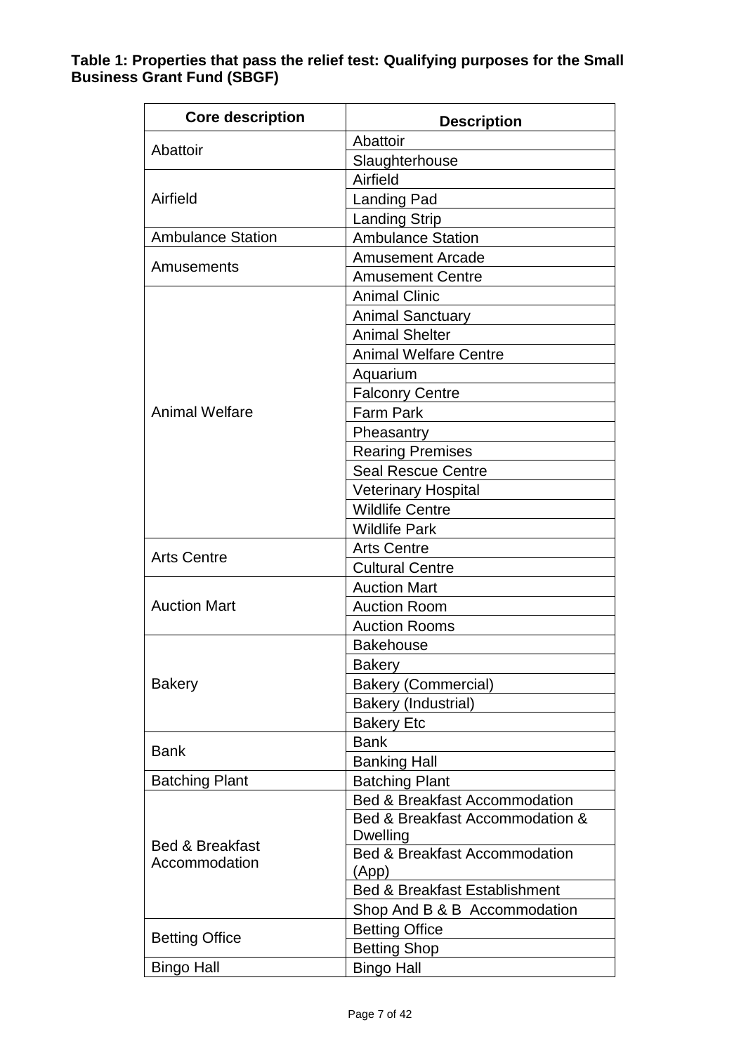**Table 1: Properties that pass the relief test: Qualifying purposes for the Small Business Grant Fund (SBGF)**

| Core description | Description |
|---|---|
| Abattoir | Abattoir |
| | Slaughterhouse |
| Airfield | Airfield |
| | Landing Pad |
| | Landing Strip |
| Ambulance Station | Ambulance Station |
| Amusements | Amusement Arcade |
| | Amusement Centre |
| Animal Welfare | Animal Clinic |
| | Animal Sanctuary |
| | Animal Shelter |
| | Animal Welfare Centre |
| | Aquarium |
| | Falconry Centre |
| | Farm Park |
| | Pheasantry |
| | Rearing Premises |
| | Seal Rescue Centre |
| | Veterinary Hospital |
| | Wildlife Centre |
| | Wildlife Park |
| Arts Centre | Arts Centre |
| | Cultural Centre |
| Auction Mart | Auction Mart |
| | Auction Room |
| | Auction Rooms |
| Bakery | Bakehouse |
| | Bakery |
| | Bakery (Commercial) |
| | Bakery (Industrial) |
| | Bakery Etc |
| Bank | Bank |
| | Banking Hall |
| Batching Plant | Batching Plant |
| Bed & Breakfast Accommodation | Bed & Breakfast Accommodation |
| | Bed & Breakfast Accommodation & Dwelling |
| | Bed & Breakfast Accommodation (App) |
| | Bed & Breakfast Establishment |
| | Shop And B & B Accommodation |
| Betting Office | Betting Office |
| | Betting Shop |
| Bingo Hall | Bingo Hall |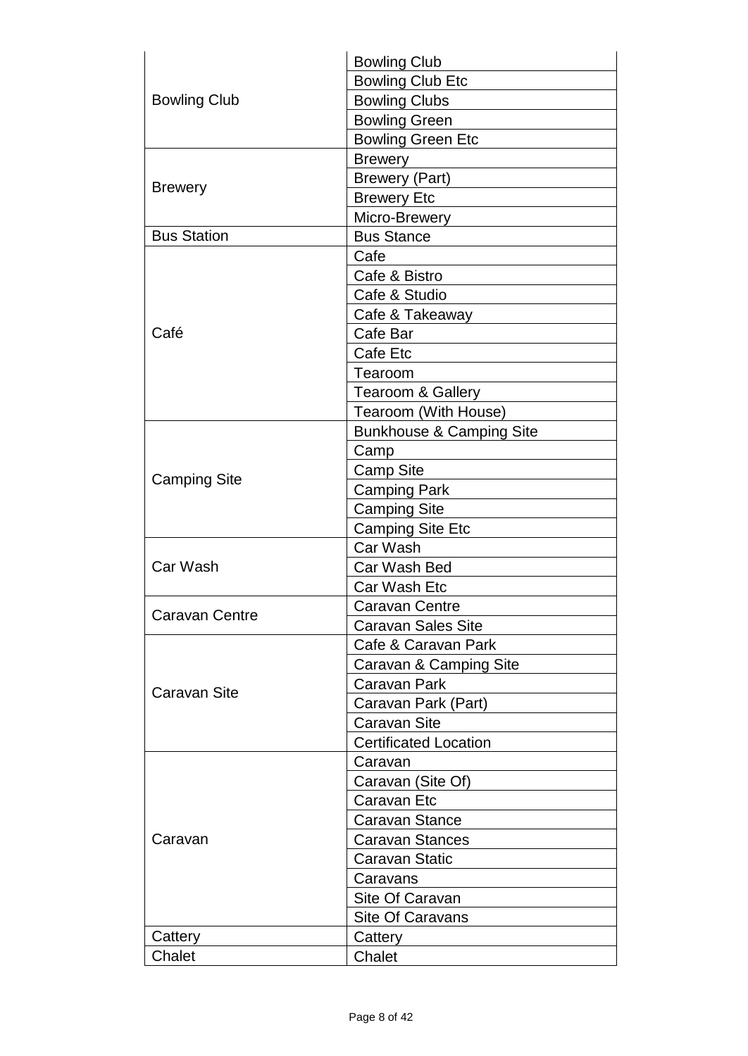| | |
|---|---|
| Bowling Club | Bowling Club |
| | Bowling Club Etc |
| | Bowling Clubs |
| | Bowling Green |
| | Bowling Green Etc |
| Brewery | Brewery |
| | Brewery (Part) |
| | Brewery Etc |
| | Micro-Brewery |
| Bus Station | Bus Stance |
| Café | Cafe |
| | Cafe & Bistro |
| | Cafe & Studio |
| | Cafe & Takeaway |
| | Cafe Bar |
| | Cafe Etc |
| | Tearoom |
| | Tearoom & Gallery |
| | Tearoom (With House) |
| Camping Site | Bunkhouse & Camping Site |
| | Camp |
| | Camp Site |
| | Camping Park |
| | Camping Site |
| | Camping Site Etc |
| Car Wash | Car Wash |
| | Car Wash Bed |
| | Car Wash Etc |
| Caravan Centre | Caravan Centre |
| | Caravan Sales Site |
| Caravan Site | Cafe & Caravan Park |
| | Caravan & Camping Site |
| | Caravan Park |
| | Caravan Park (Part) |
| | Caravan Site |
| | Certificated Location |
| Caravan | Caravan |
| | Caravan (Site Of) |
| | Caravan Etc |
| | Caravan Stance |
| | Caravan Stances |
| | Caravan Static |
| | Caravans |
| | Site Of Caravan |
| | Site Of Caravans |
| Cattery | Cattery |
| Chalet | Chalet |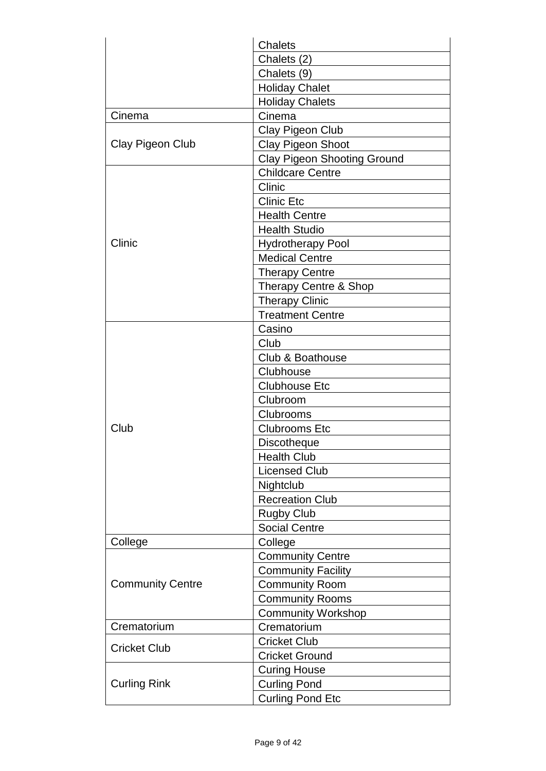| | |
|---|---|
| | Chalets |
| | Chalets (2) |
| | Chalets (9) |
| | Holiday Chalet |
| | Holiday Chalets |
| Cinema | Cinema |
| Clay Pigeon Club | Clay Pigeon Club |
| | Clay Pigeon Shoot |
| | Clay Pigeon Shooting Ground |
| Clinic | Childcare Centre |
| | Clinic |
| | Clinic Etc |
| | Health Centre |
| | Health Studio |
| | Hydrotherapy Pool |
| | Medical Centre |
| | Therapy Centre |
| | Therapy Centre & Shop |
| | Therapy Clinic |
| | Treatment Centre |
| Club | Casino |
| | Club |
| | Club & Boathouse |
| | Clubhouse |
| | Clubhouse Etc |
| | Clubroom |
| | Clubrooms |
| | Clubrooms Etc |
| | Discotheque |
| | Health Club |
| | Licensed Club |
| | Nightclub |
| | Recreation Club |
| | Rugby Club |
| | Social Centre |
| College | College |
| Community Centre | Community Centre |
| | Community Facility |
| | Community Room |
| | Community Rooms |
| | Community Workshop |
| Crematorium | Crematorium |
| Cricket Club | Cricket Club |
| | Cricket Ground |
| Curling Rink | Curing House |
| | Curling Pond |
| | Curling Pond Etc |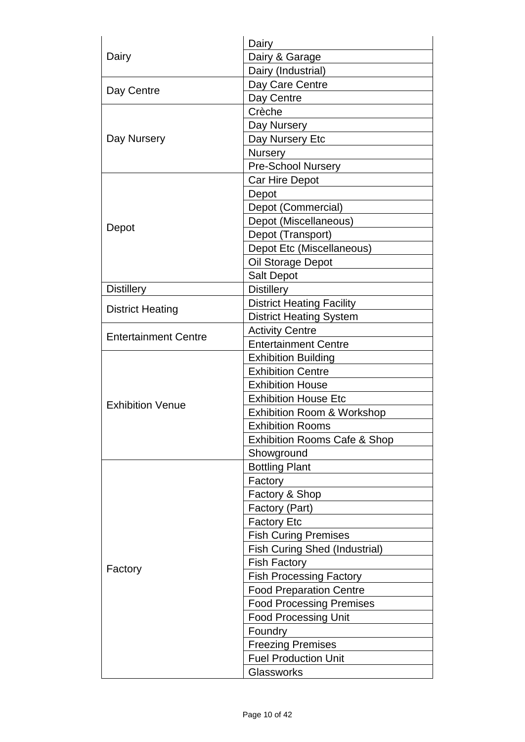| | |
|---|---|
| Dairy | Dairy |
| | Dairy & Garage |
| | Dairy (Industrial) |
| Day Centre | Day Care Centre |
| | Day Centre |
| Day Nursery | Crèche |
| | Day Nursery |
| | Day Nursery Etc |
| | Nursery |
| | Pre-School Nursery |
| Depot | Car Hire Depot |
| | Depot |
| | Depot (Commercial) |
| | Depot (Miscellaneous) |
| | Depot (Transport) |
| | Depot Etc (Miscellaneous) |
| | Oil Storage Depot |
| | Salt Depot |
| Distillery | Distillery |
| District Heating | District Heating Facility |
| | District Heating System |
| Entertainment Centre | Activity Centre |
| | Entertainment Centre |
| Exhibition Venue | Exhibition Building |
| | Exhibition Centre |
| | Exhibition House |
| | Exhibition House Etc |
| | Exhibition Room & Workshop |
| | Exhibition Rooms |
| | Exhibition Rooms Cafe & Shop |
| | Showground |
| Factory | Bottling Plant |
| | Factory |
| | Factory & Shop |
| | Factory (Part) |
| | Factory Etc |
| | Fish Curing Premises |
| | Fish Curing Shed (Industrial) |
| | Fish Factory |
| | Fish Processing Factory |
| | Food Preparation Centre |
| | Food Processing Premises |
| | Food Processing Unit |
| | Foundry |
| | Freezing Premises |
| | Fuel Production Unit |
| | Glassworks |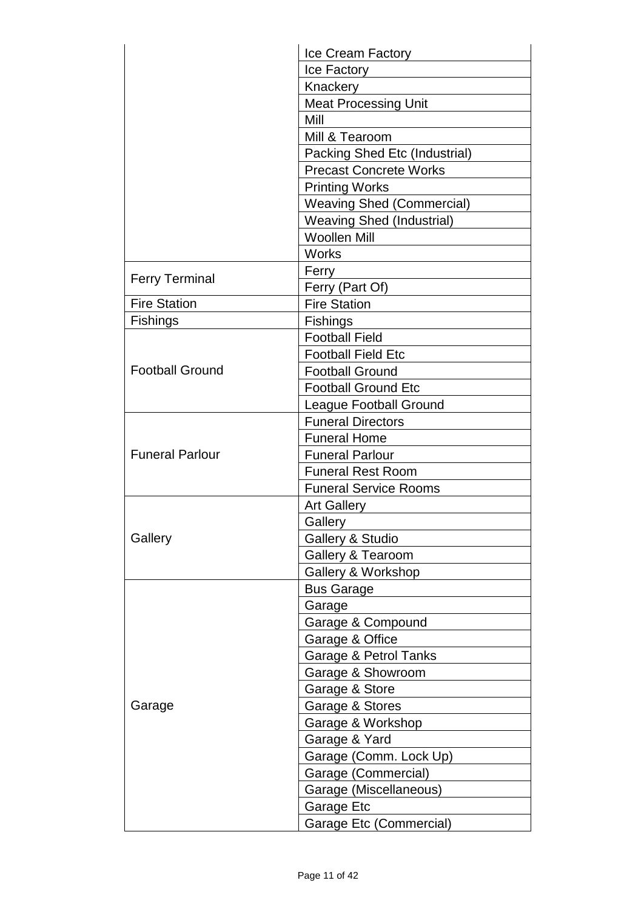| | |
|---|---|
| | Ice Cream Factory |
| | Ice Factory |
| | Knackery |
| | Meat Processing Unit |
| | Mill |
| | Mill & Tearoom |
| | Packing Shed Etc (Industrial) |
| | Precast Concrete Works |
| | Printing Works |
| | Weaving Shed (Commercial) |
| | Weaving Shed (Industrial) |
| | Woollen Mill |
| | Works |
| Ferry Terminal | Ferry |
| | Ferry (Part Of) |
| Fire Station | Fire Station |
| Fishings | Fishings |
| Football Ground | Football Field |
| | Football Field Etc |
| | Football Ground |
| | Football Ground Etc |
| | League Football Ground |
| Funeral Parlour | Funeral Directors |
| | Funeral Home |
| | Funeral Parlour |
| | Funeral Rest Room |
| | Funeral Service Rooms |
| Gallery | Art Gallery |
| | Gallery |
| | Gallery & Studio |
| | Gallery & Tearoom |
| | Gallery & Workshop |
| Garage | Bus Garage |
| | Garage |
| | Garage & Compound |
| | Garage & Office |
| | Garage & Petrol Tanks |
| | Garage & Showroom |
| | Garage & Store |
| | Garage & Stores |
| | Garage & Workshop |
| | Garage & Yard |
| | Garage (Comm. Lock Up) |
| | Garage (Commercial) |
| | Garage (Miscellaneous) |
| | Garage Etc |
| | Garage Etc (Commercial) |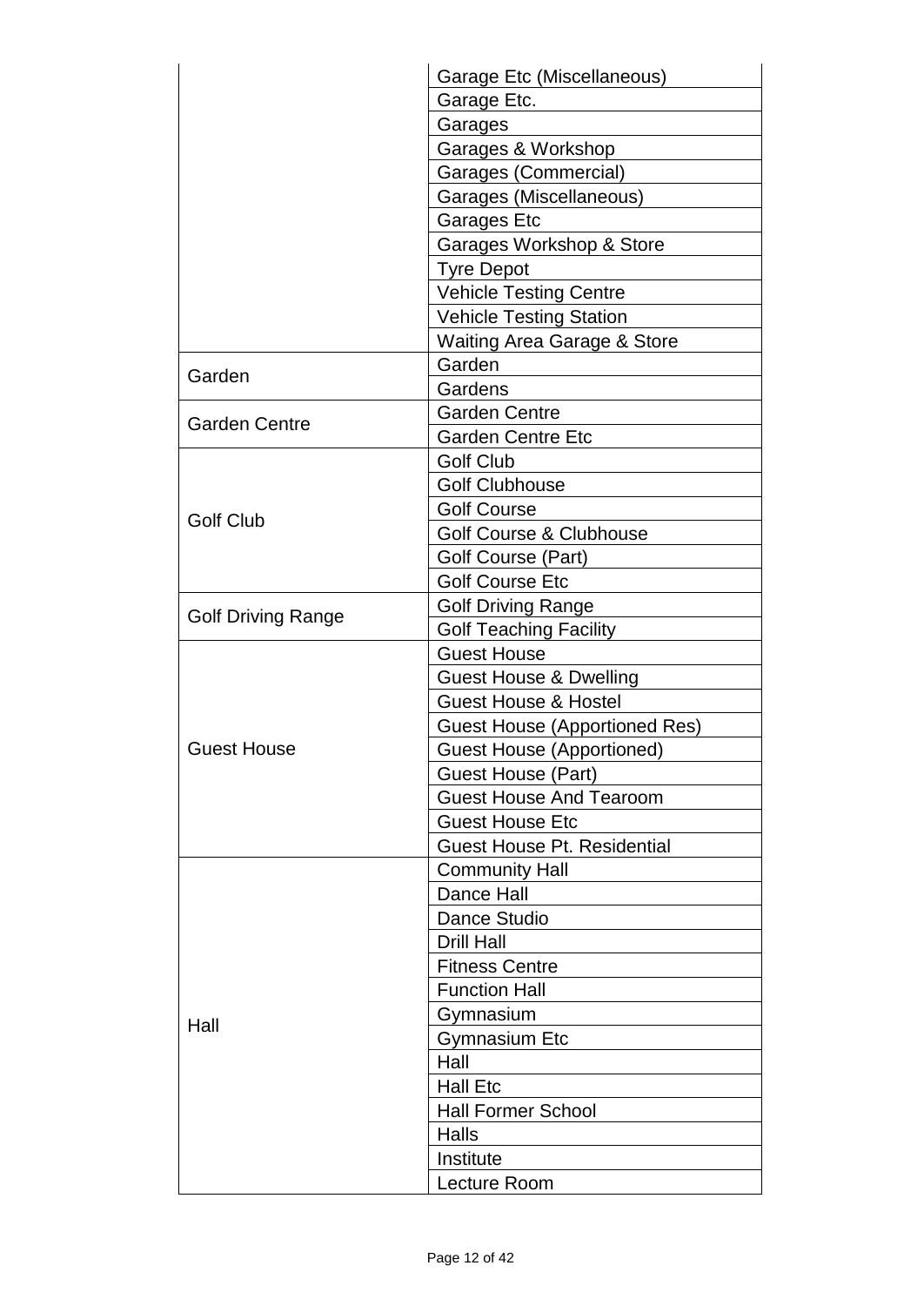| | |
|---|---|
| | Garage Etc (Miscellaneous) |
| | Garage Etc. |
| | Garages |
| | Garages & Workshop |
| | Garages (Commercial) |
| | Garages (Miscellaneous) |
| | Garages Etc |
| | Garages Workshop & Store |
| | Tyre Depot |
| | Vehicle Testing Centre |
| | Vehicle Testing Station |
| | Waiting Area Garage & Store |
| Garden | Garden |
| | Gardens |
| Garden Centre | Garden Centre |
| | Garden Centre Etc |
| Golf Club | Golf Club |
| | Golf Clubhouse |
| | Golf Course |
| | Golf Course & Clubhouse |
| | Golf Course (Part) |
| | Golf Course Etc |
| Golf Driving Range | Golf Driving Range |
| | Golf Teaching Facility |
| Guest House | Guest House |
| | Guest House & Dwelling |
| | Guest House & Hostel |
| | Guest House (Apportioned Res) |
| | Guest House (Apportioned) |
| | Guest House (Part) |
| | Guest House And Tearoom |
| | Guest House Etc |
| | Guest House Pt. Residential |
| Hall | Community Hall |
| | Dance Hall |
| | Dance Studio |
| | Drill Hall |
| | Fitness Centre |
| | Function Hall |
| | Gymnasium |
| | Gymnasium Etc |
| | Hall |
| | Hall Etc |
| | Hall Former School |
| | Halls |
| | Institute |
| | Lecture Room |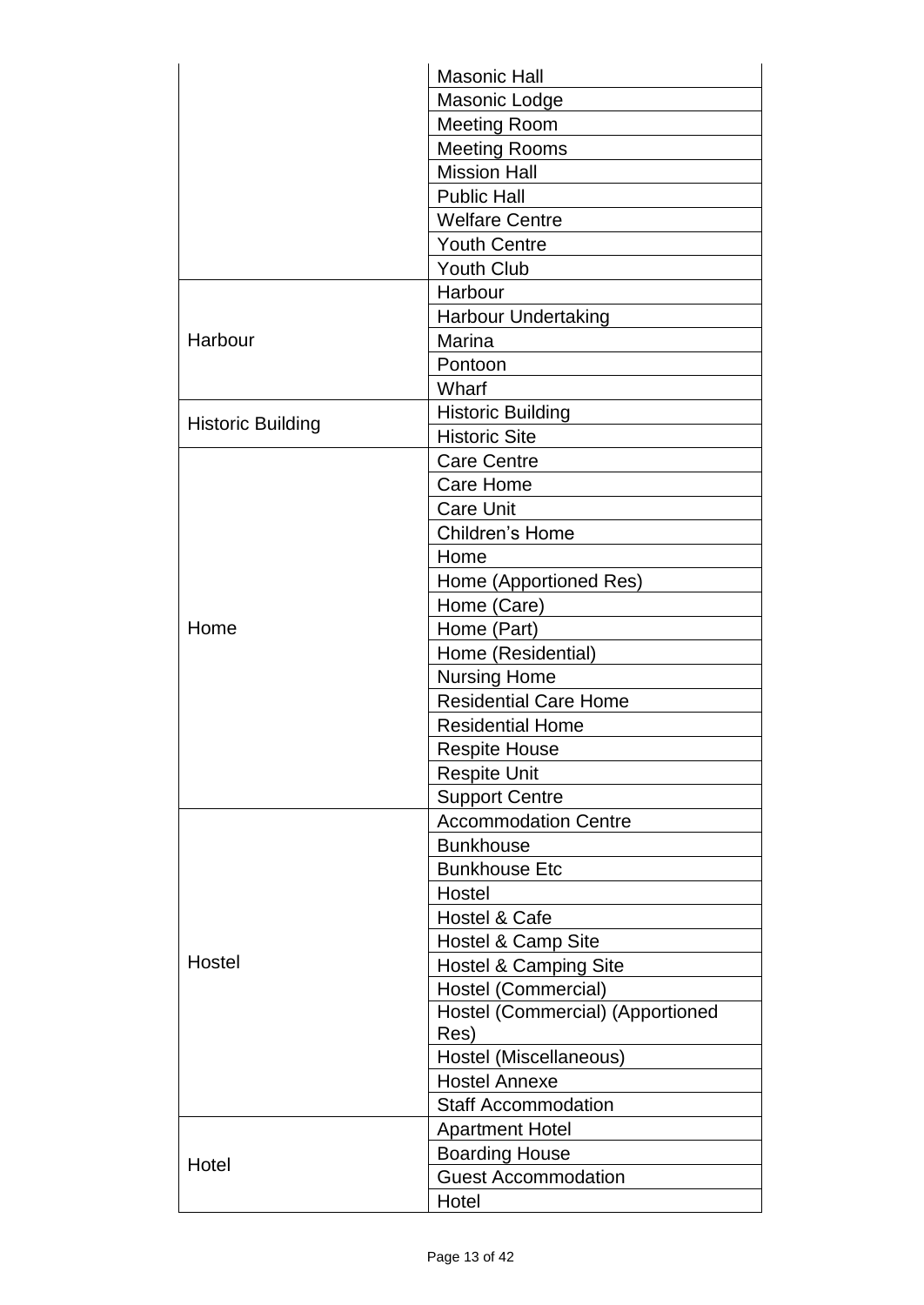| | |
|---|---|
| | Masonic Hall |
| | Masonic Lodge |
| | Meeting Room |
| | Meeting Rooms |
| | Mission Hall |
| | Public Hall |
| | Welfare Centre |
| | Youth Centre |
| | Youth Club |
| Harbour | Harbour |
| | Harbour Undertaking |
| | Marina |
| | Pontoon |
| | Wharf |
| Historic Building | Historic Building |
| | Historic Site |
| Home | Care Centre |
| | Care Home |
| | Care Unit |
| | Children's Home |
| | Home |
| | Home (Apportioned Res) |
| | Home (Care) |
| | Home (Part) |
| | Home (Residential) |
| | Nursing Home |
| | Residential Care Home |
| | Residential Home |
| | Respite House |
| | Respite Unit |
| | Support Centre |
| Hostel | Accommodation Centre |
| | Bunkhouse |
| | Bunkhouse Etc |
| | Hostel |
| | Hostel & Cafe |
| | Hostel & Camp Site |
| | Hostel & Camping Site |
| | Hostel (Commercial) |
| | Hostel (Commercial) (Apportioned Res) |
| | Hostel (Miscellaneous) |
| | Hostel Annexe |
| | Staff Accommodation |
| Hotel | Apartment Hotel |
| | Boarding House |
| | Guest Accommodation |
| | Hotel |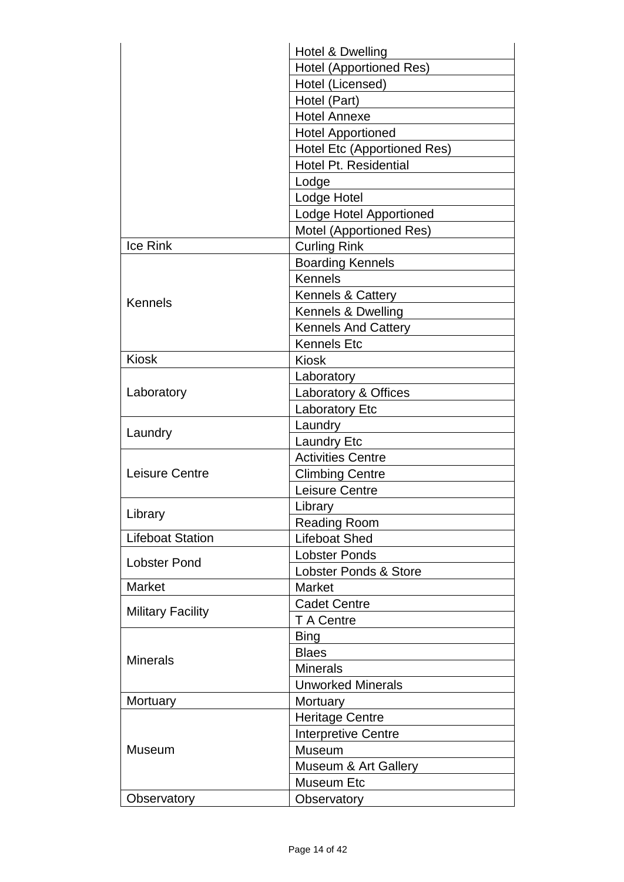| | |
|---|---|
| | Hotel & Dwelling |
| | Hotel (Apportioned Res) |
| | Hotel (Licensed) |
| | Hotel (Part) |
| | Hotel Annexe |
| | Hotel Apportioned |
| | Hotel Etc (Apportioned Res) |
| | Hotel Pt. Residential |
| | Lodge |
| | Lodge Hotel |
| | Lodge Hotel Apportioned |
| | Motel (Apportioned Res) |
| Ice Rink | Curling Rink |
| Kennels | Boarding Kennels |
| | Kennels |
| | Kennels & Cattery |
| | Kennels & Dwelling |
| | Kennels And Cattery |
| | Kennels Etc |
| Kiosk | Kiosk |
| Laboratory | Laboratory |
| | Laboratory & Offices |
| | Laboratory Etc |
| Laundry | Laundry |
| | Laundry Etc |
| Leisure Centre | Activities Centre |
| | Climbing Centre |
| | Leisure Centre |
| Library | Library |
| | Reading Room |
| Lifeboat Station | Lifeboat Shed |
| Lobster Pond | Lobster Ponds |
| | Lobster Ponds & Store |
| Market | Market |
| Military Facility | Cadet Centre |
| | T A Centre |
| Minerals | Bing |
| | Blaes |
| | Minerals |
| | Unworked Minerals |
| Mortuary | Mortuary |
| Museum | Heritage Centre |
| | Interpretive Centre |
| | Museum |
| | Museum & Art Gallery |
| | Museum Etc |
| Observatory | Observatory |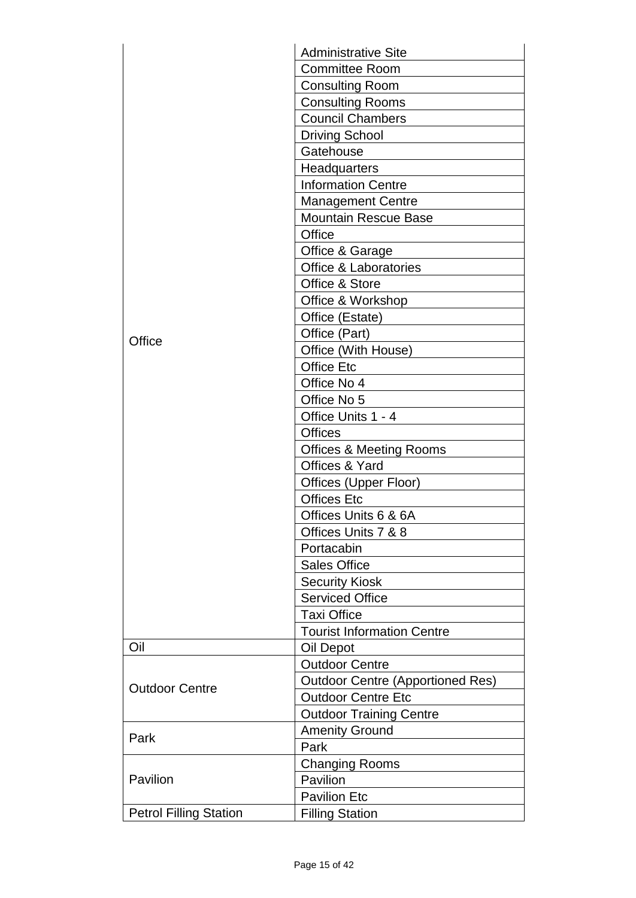| | |
|---|---|
| Office | Administrative Site |
| | Committee Room |
| | Consulting Room |
| | Consulting Rooms |
| | Council Chambers |
| | Driving School |
| | Gatehouse |
| | Headquarters |
| | Information Centre |
| | Management Centre |
| | Mountain Rescue Base |
| | Office |
| | Office & Garage |
| | Office & Laboratories |
| | Office & Store |
| | Office & Workshop |
| | Office (Estate) |
| | Office (Part) |
| | Office (With House) |
| | Office Etc |
| | Office No 4 |
| | Office No 5 |
| | Office Units 1 - 4 |
| | Offices |
| | Offices & Meeting Rooms |
| | Offices & Yard |
| | Offices (Upper Floor) |
| | Offices Etc |
| | Offices Units 6 & 6A |
| | Offices Units 7 & 8 |
| | Portacabin |
| | Sales Office |
| | Security Kiosk |
| | Serviced Office |
| | Taxi Office |
| | Tourist Information Centre |
| Oil | Oil Depot |
| Outdoor Centre | Outdoor Centre |
| | Outdoor Centre (Apportioned Res) |
| | Outdoor Centre Etc |
| | Outdoor Training Centre |
| Park | Amenity Ground |
| | Park |
| Pavilion | Changing Rooms |
| | Pavilion |
| | Pavilion Etc |
| Petrol Filling Station | Filling Station |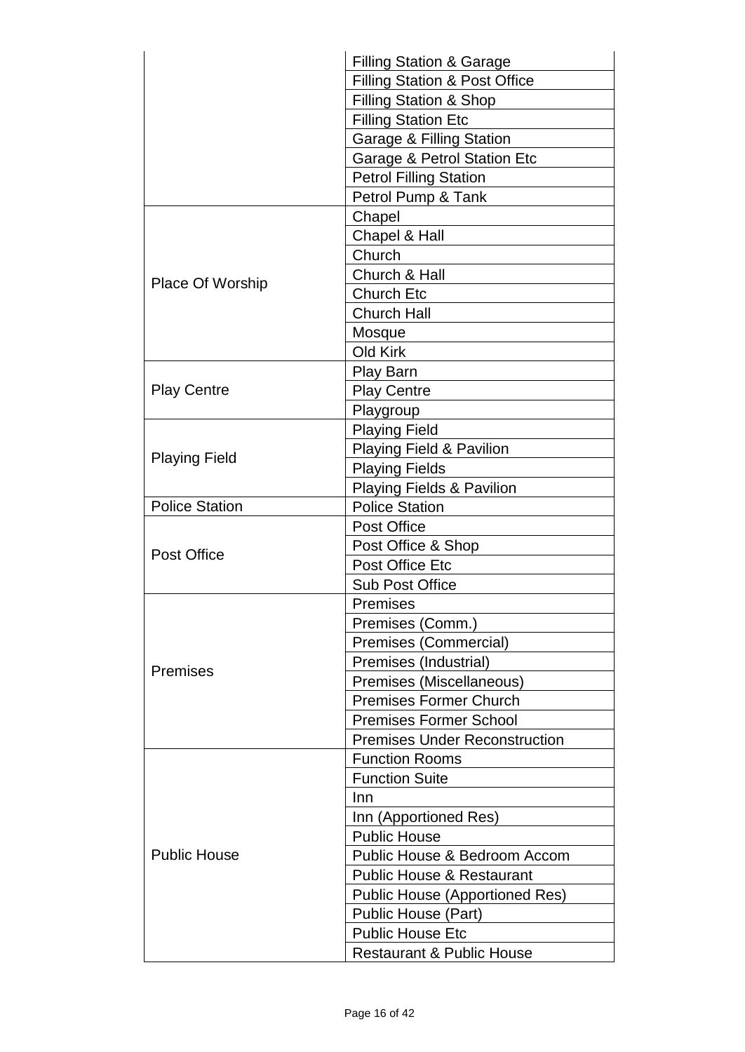| | |
|---|---|
| | Filling Station & Garage |
| | Filling Station & Post Office |
| | Filling Station & Shop |
| | Filling Station Etc |
| | Garage & Filling Station |
| | Garage & Petrol Station Etc |
| | Petrol Filling Station |
| | Petrol Pump & Tank |
| Place Of Worship | Chapel |
| | Chapel & Hall |
| | Church |
| | Church & Hall |
| | Church Etc |
| | Church Hall |
| | Mosque |
| | Old Kirk |
| Play Centre | Play Barn |
| | Play Centre |
| | Playgroup |
| Playing Field | Playing Field |
| | Playing Field & Pavilion |
| | Playing Fields |
| | Playing Fields & Pavilion |
| Police Station | Police Station |
| Post Office | Post Office |
| | Post Office & Shop |
| | Post Office Etc |
| | Sub Post Office |
| Premises | Premises |
| | Premises (Comm.) |
| | Premises (Commercial) |
| | Premises (Industrial) |
| | Premises (Miscellaneous) |
| | Premises Former Church |
| | Premises Former School |
| | Premises Under Reconstruction |
| Public House | Function Rooms |
| | Function Suite |
| | Inn |
| | Inn (Apportioned Res) |
| | Public House |
| | Public House & Bedroom Accom |
| | Public House & Restaurant |
| | Public House (Apportioned Res) |
| | Public House (Part) |
| | Public House Etc |
| | Restaurant & Public House |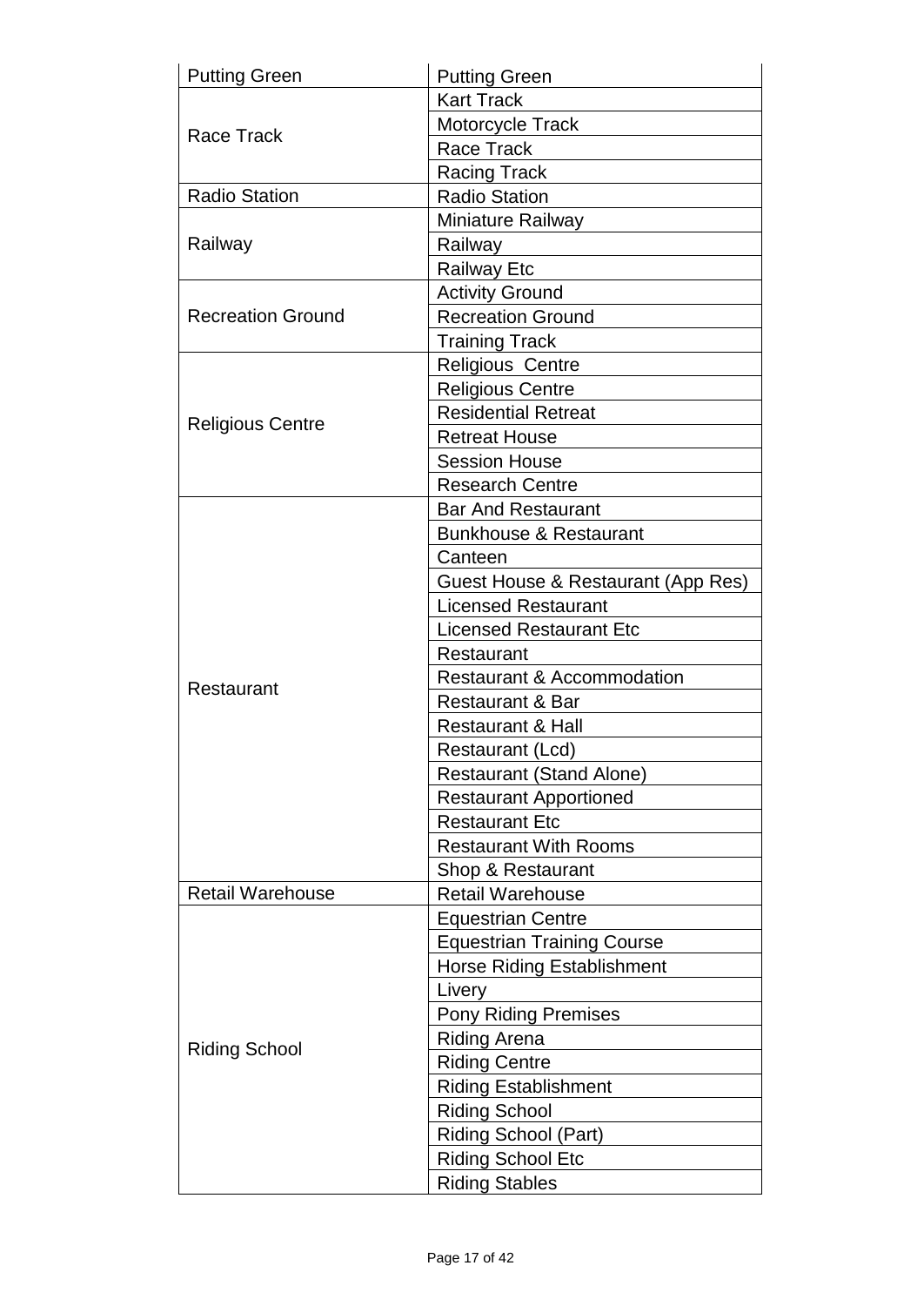| Putting Green | Putting Green |
|---|---|
| Race Track | Kart Track |
| | Motorcycle Track |
| | Race Track |
| | Racing Track |
| Radio Station | Radio Station |
| Railway | Miniature Railway |
| | Railway |
| | Railway Etc |
| Recreation Ground | Activity Ground |
| | Recreation Ground |
| | Training Track |
| Religious Centre | Religious  Centre |
| | Religious Centre |
| | Residential Retreat |
| | Retreat House |
| | Session House |
| | Research Centre |
| Restaurant | Bar And Restaurant |
| | Bunkhouse & Restaurant |
| | Canteen |
| | Guest House & Restaurant (App Res) |
| | Licensed Restaurant |
| | Licensed Restaurant Etc |
| | Restaurant |
| | Restaurant & Accommodation |
| | Restaurant & Bar |
| | Restaurant & Hall |
| | Restaurant (Lcd) |
| | Restaurant (Stand Alone) |
| | Restaurant Apportioned |
| | Restaurant Etc |
| | Restaurant With Rooms |
| | Shop & Restaurant |
| Retail Warehouse | Retail Warehouse |
| Riding School | Equestrian Centre |
| | Equestrian Training Course |
| | Horse Riding Establishment |
| | Livery |
| | Pony Riding Premises |
| | Riding Arena |
| | Riding Centre |
| | Riding Establishment |
| | Riding School |
| | Riding School (Part) |
| | Riding School Etc |
| | Riding Stables |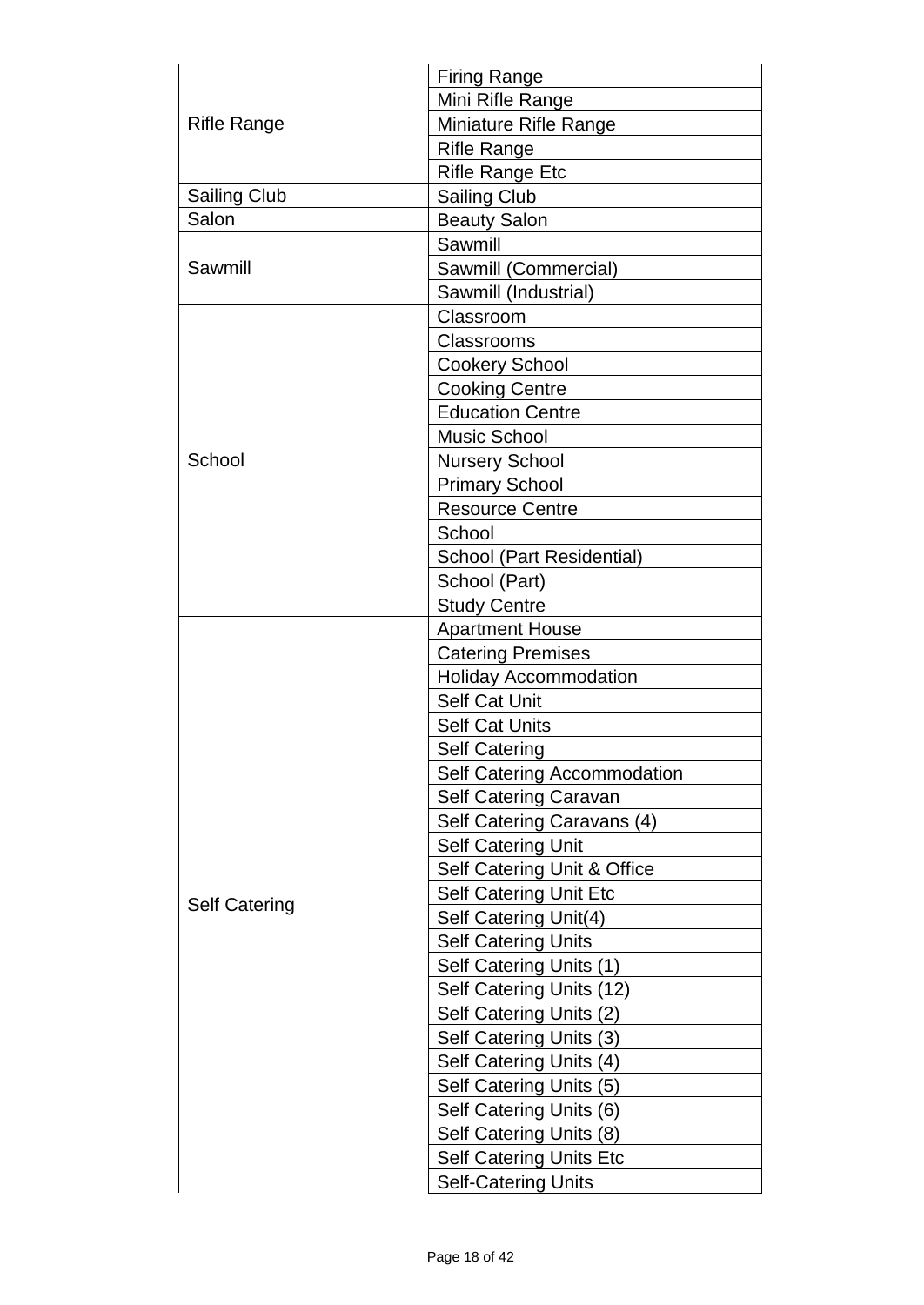| | |
|---|---|
| Rifle Range | Firing Range |
| | Mini Rifle Range |
| | Miniature Rifle Range |
| | Rifle Range |
| | Rifle Range Etc |
| Sailing Club | Sailing Club |
| Salon | Beauty Salon |
| Sawmill | Sawmill |
| | Sawmill (Commercial) |
| | Sawmill (Industrial) |
| School | Classroom |
| | Classrooms |
| | Cookery School |
| | Cooking Centre |
| | Education Centre |
| | Music School |
| | Nursery School |
| | Primary School |
| | Resource Centre |
| | School |
| | School (Part Residential) |
| | School (Part) |
| | Study Centre |
| Self Catering | Apartment House |
| | Catering Premises |
| | Holiday Accommodation |
| | Self Cat Unit |
| | Self Cat Units |
| | Self Catering |
| | Self Catering Accommodation |
| | Self Catering Caravan |
| | Self Catering Caravans (4) |
| | Self Catering Unit |
| | Self Catering Unit & Office |
| | Self Catering Unit Etc |
| | Self Catering Unit(4) |
| | Self Catering Units |
| | Self Catering Units (1) |
| | Self Catering Units (12) |
| | Self Catering Units (2) |
| | Self Catering Units (3) |
| | Self Catering Units (4) |
| | Self Catering Units (5) |
| | Self Catering Units (6) |
| | Self Catering Units (8) |
| | Self Catering Units Etc |
| | Self-Catering Units |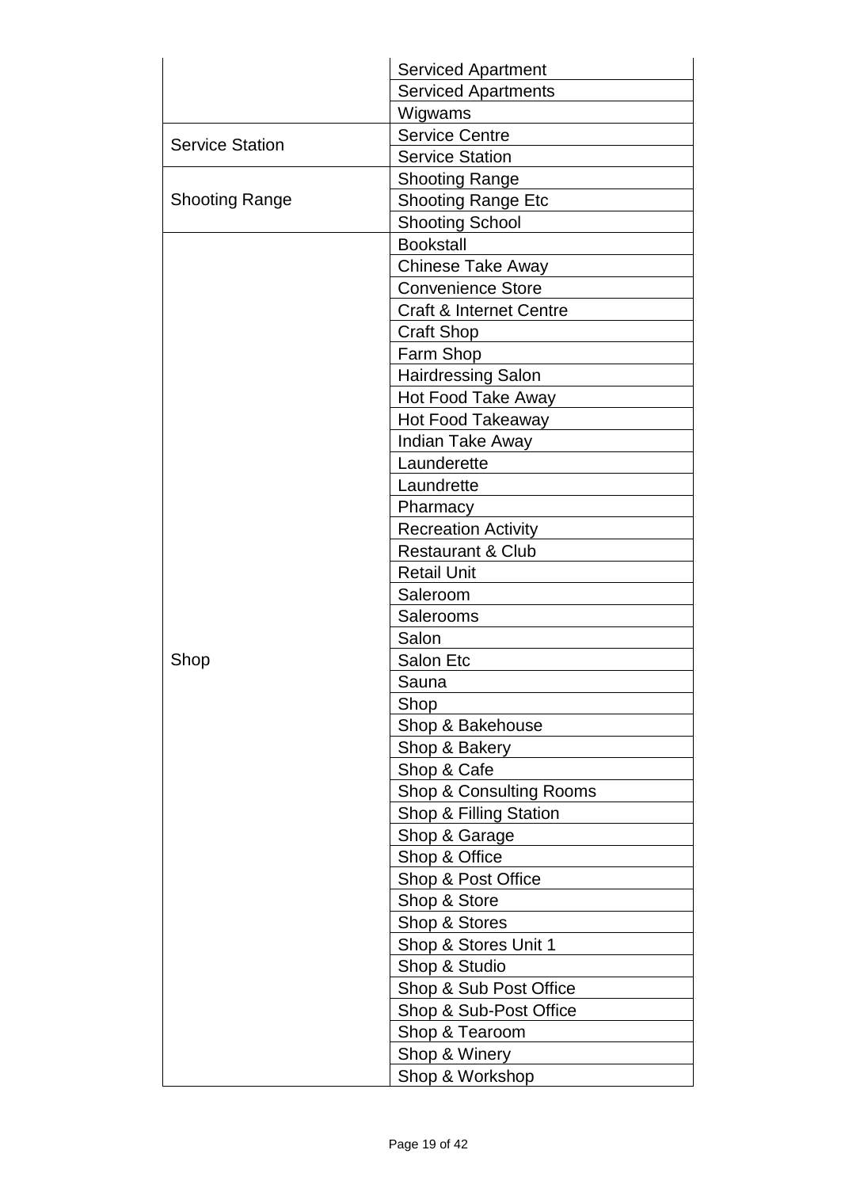| | |
|---|---|
| | Serviced Apartment |
| | Serviced Apartments |
| | Wigwams |
| Service Station | Service Centre |
| | Service Station |
| Shooting Range | Shooting Range |
| | Shooting Range Etc |
| | Shooting School |
| Shop | Bookstall |
| | Chinese Take Away |
| | Convenience Store |
| | Craft & Internet Centre |
| | Craft Shop |
| | Farm Shop |
| | Hairdressing Salon |
| | Hot Food Take Away |
| | Hot Food Takeaway |
| | Indian Take Away |
| | Launderette |
| | Laundrette |
| | Pharmacy |
| | Recreation Activity |
| | Restaurant & Club |
| | Retail Unit |
| | Saleroom |
| | Salerooms |
| | Salon |
| | Salon Etc |
| | Sauna |
| | Shop |
| | Shop & Bakehouse |
| | Shop & Bakery |
| | Shop & Cafe |
| | Shop & Consulting Rooms |
| | Shop & Filling Station |
| | Shop & Garage |
| | Shop & Office |
| | Shop & Post Office |
| | Shop & Store |
| | Shop & Stores |
| | Shop & Stores Unit 1 |
| | Shop & Studio |
| | Shop & Sub Post Office |
| | Shop & Sub-Post Office |
| | Shop & Tearoom |
| | Shop & Winery |
| | Shop & Workshop |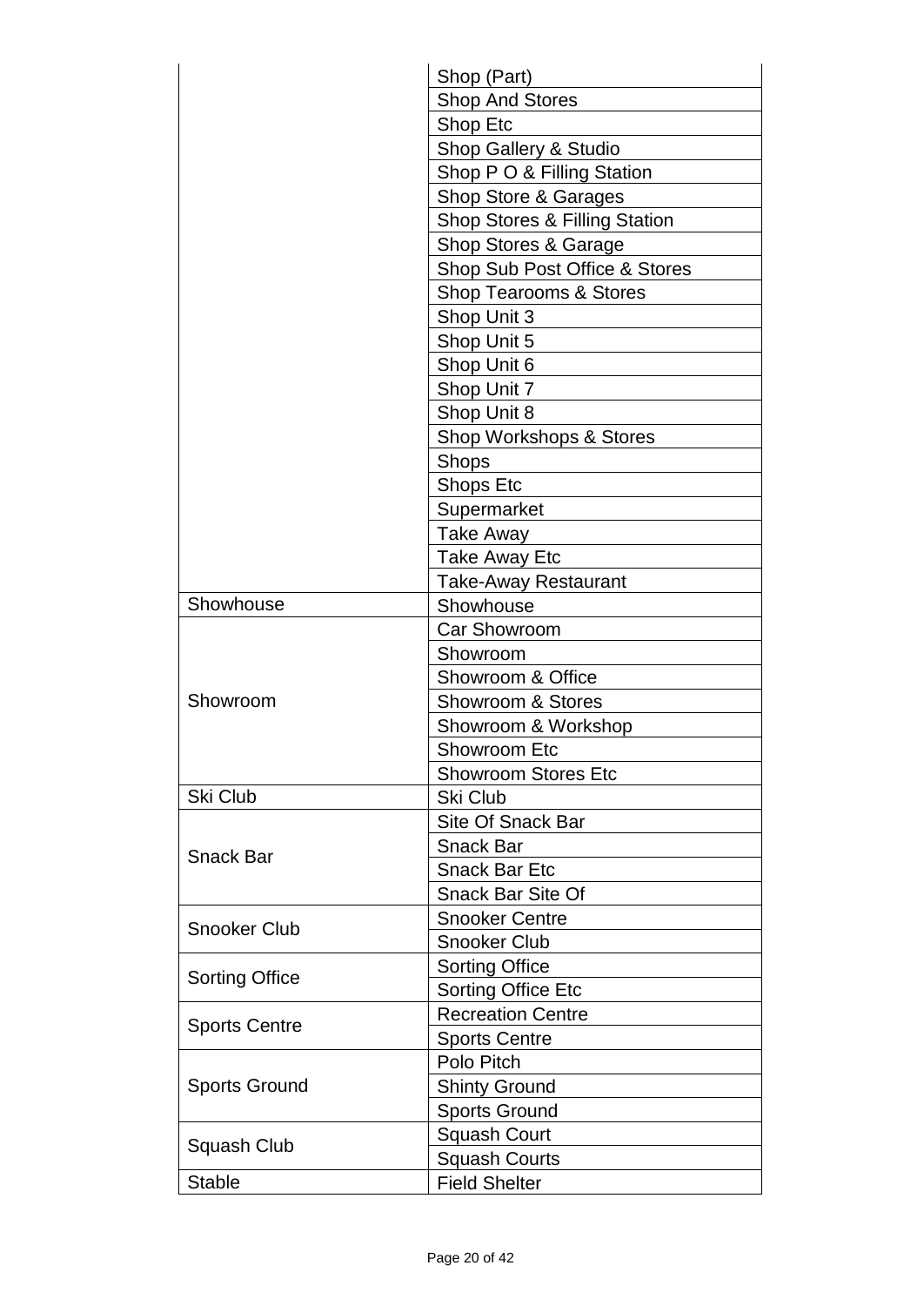| | |
|---|---|
| | Shop (Part) |
| | Shop And Stores |
| | Shop Etc |
| | Shop Gallery & Studio |
| | Shop P O & Filling Station |
| | Shop Store & Garages |
| | Shop Stores & Filling Station |
| | Shop Stores & Garage |
| | Shop Sub Post Office & Stores |
| | Shop Tearooms & Stores |
| | Shop Unit 3 |
| | Shop Unit 5 |
| | Shop Unit 6 |
| | Shop Unit 7 |
| | Shop Unit 8 |
| | Shop Workshops & Stores |
| | Shops |
| | Shops Etc |
| | Supermarket |
| | Take Away |
| | Take Away Etc |
| | Take-Away Restaurant |
| Showhouse | Showhouse |
| Showroom | Car Showroom |
| | Showroom |
| | Showroom & Office |
| | Showroom & Stores |
| | Showroom & Workshop |
| | Showroom Etc |
| | Showroom Stores Etc |
| Ski Club | Ski Club |
| Snack Bar | Site Of Snack Bar |
| | Snack Bar |
| | Snack Bar Etc |
| | Snack Bar Site Of |
| Snooker Club | Snooker Centre |
| | Snooker Club |
| Sorting Office | Sorting Office |
| | Sorting Office Etc |
| Sports Centre | Recreation Centre |
| | Sports Centre |
| Sports Ground | Polo Pitch |
| | Shinty Ground |
| | Sports Ground |
| Squash Club | Squash Court |
| | Squash Courts |
| Stable | Field Shelter |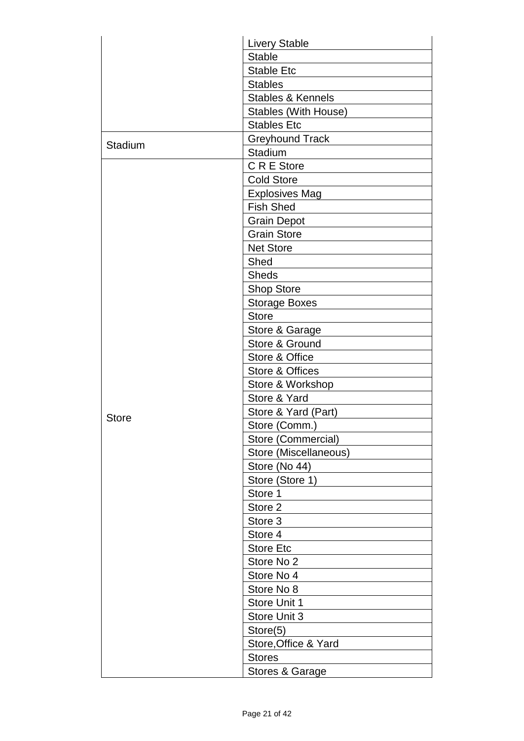| | |
|---|---|
| | Livery Stable |
| | Stable |
| | Stable Etc |
| | Stables |
| | Stables & Kennels |
| | Stables (With House) |
| | Stables Etc |
| Stadium | Greyhound Track |
| | Stadium |
| Store | C R E Store |
| | Cold Store |
| | Explosives Mag |
| | Fish Shed |
| | Grain Depot |
| | Grain Store |
| | Net Store |
| | Shed |
| | Sheds |
| | Shop Store |
| | Storage Boxes |
| | Store |
| | Store & Garage |
| | Store & Ground |
| | Store & Office |
| | Store & Offices |
| | Store & Workshop |
| | Store & Yard |
| | Store & Yard (Part) |
| | Store (Comm.) |
| | Store (Commercial) |
| | Store (Miscellaneous) |
| | Store (No 44) |
| | Store (Store 1) |
| | Store 1 |
| | Store 2 |
| | Store 3 |
| | Store 4 |
| | Store Etc |
| | Store No 2 |
| | Store No 4 |
| | Store No 8 |
| | Store Unit 1 |
| | Store Unit 3 |
| | Store(5) |
| | Store,Office & Yard |
| | Stores |
| | Stores & Garage |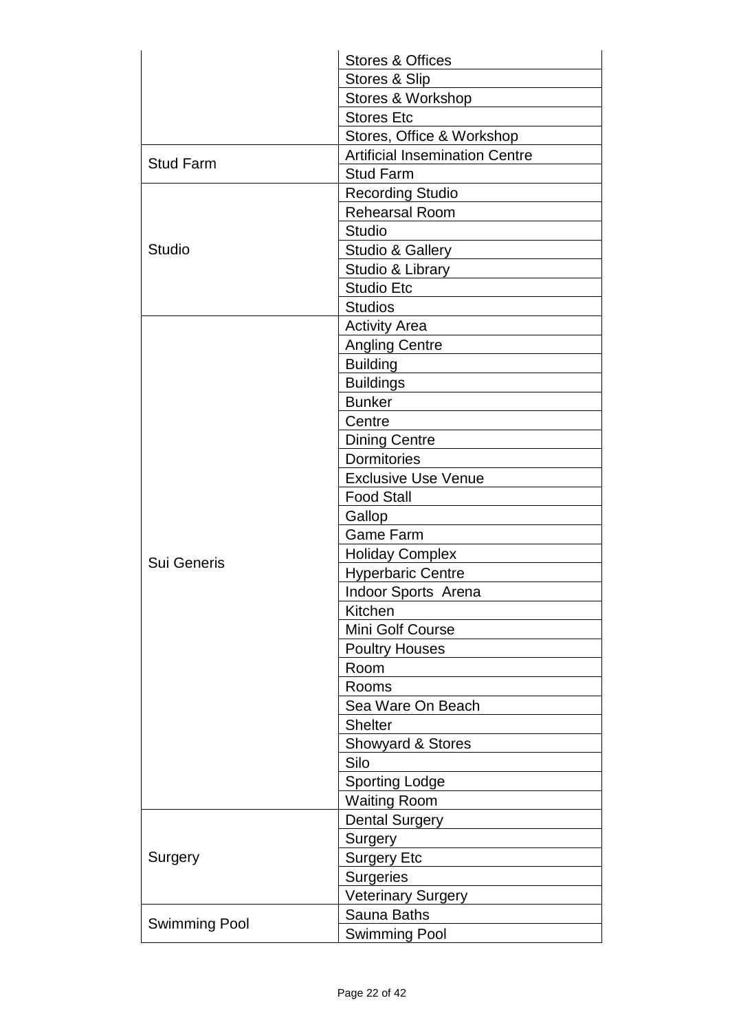| | |
|---|---|
| | Stores & Offices |
| | Stores & Slip |
| | Stores & Workshop |
| | Stores Etc |
| | Stores, Office & Workshop |
| Stud Farm | Artificial Insemination Centre |
| | Stud Farm |
| Studio | Recording Studio |
| | Rehearsal Room |
| | Studio |
| | Studio & Gallery |
| | Studio & Library |
| | Studio Etc |
| | Studios |
| Sui Generis | Activity Area |
| | Angling Centre |
| | Building |
| | Buildings |
| | Bunker |
| | Centre |
| | Dining Centre |
| | Dormitories |
| | Exclusive Use Venue |
| | Food Stall |
| | Gallop |
| | Game Farm |
| | Holiday Complex |
| | Hyperbaric Centre |
| | Indoor Sports Arena |
| | Kitchen |
| | Mini Golf Course |
| | Poultry Houses |
| | Room |
| | Rooms |
| | Sea Ware On Beach |
| | Shelter |
| | Showyard & Stores |
| | Silo |
| | Sporting Lodge |
| | Waiting Room |
| Surgery | Dental Surgery |
| | Surgery |
| | Surgery Etc |
| | Surgeries |
| | Veterinary Surgery |
| Swimming Pool | Sauna Baths |
| | Swimming Pool |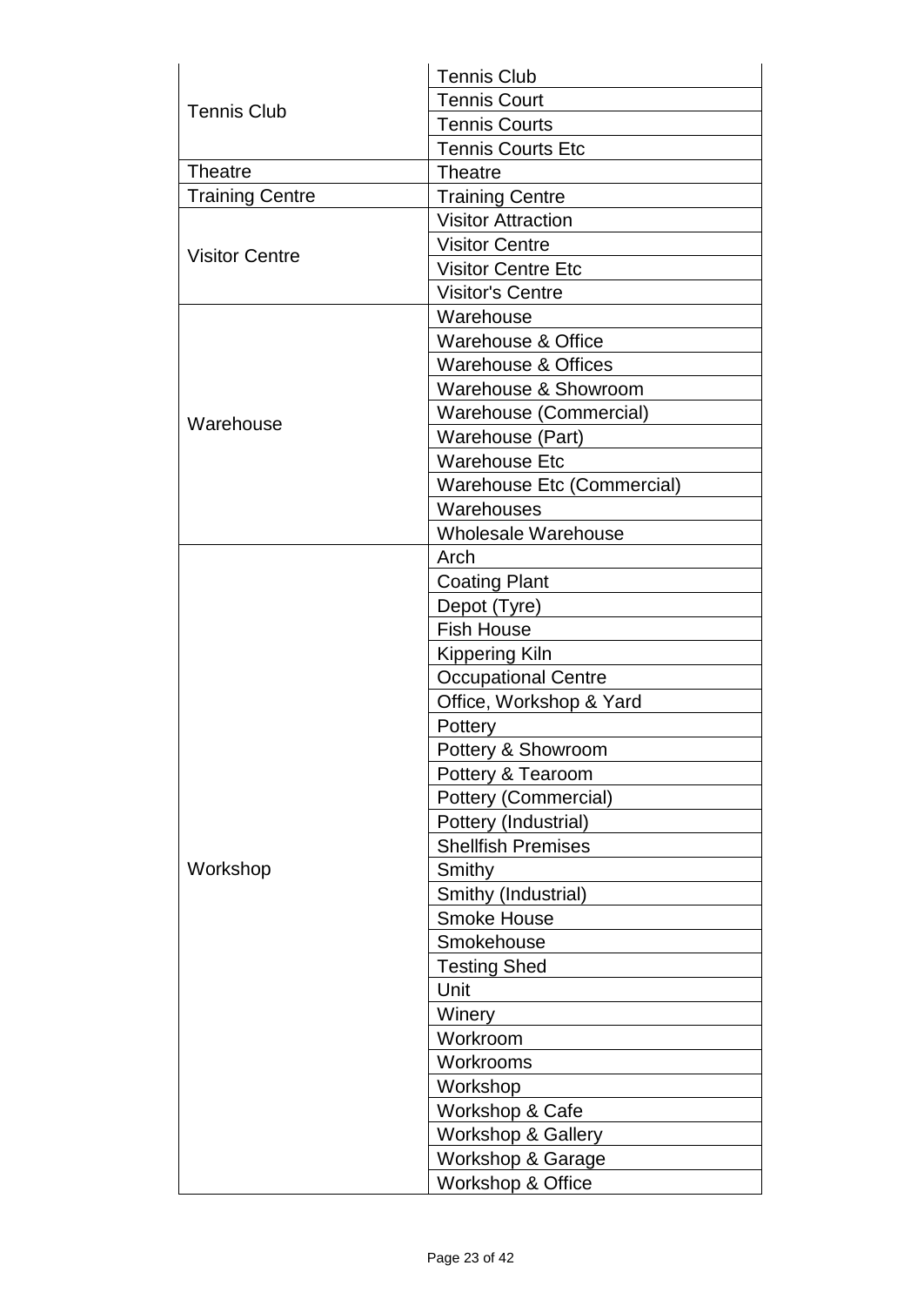| | |
|---|---|
| Tennis Club | Tennis Club |
| | Tennis Court |
| | Tennis Courts |
| | Tennis Courts Etc |
| Theatre | Theatre |
| Training Centre | Training Centre |
| Visitor Centre | Visitor Attraction |
| | Visitor Centre |
| | Visitor Centre Etc |
| | Visitor's Centre |
| Warehouse | Warehouse |
| | Warehouse & Office |
| | Warehouse & Offices |
| | Warehouse & Showroom |
| | Warehouse (Commercial) |
| | Warehouse (Part) |
| | Warehouse Etc |
| | Warehouse Etc (Commercial) |
| | Warehouses |
| | Wholesale Warehouse |
| Workshop | Arch |
| | Coating Plant |
| | Depot (Tyre) |
| | Fish House |
| | Kippering Kiln |
| | Occupational Centre |
| | Office, Workshop & Yard |
| | Pottery |
| | Pottery & Showroom |
| | Pottery & Tearoom |
| | Pottery (Commercial) |
| | Pottery (Industrial) |
| | Shellfish Premises |
| | Smithy |
| | Smithy (Industrial) |
| | Smoke House |
| | Smokehouse |
| | Testing Shed |
| | Unit |
| | Winery |
| | Workroom |
| | Workrooms |
| | Workshop |
| | Workshop & Cafe |
| | Workshop & Gallery |
| | Workshop & Garage |
| | Workshop & Office |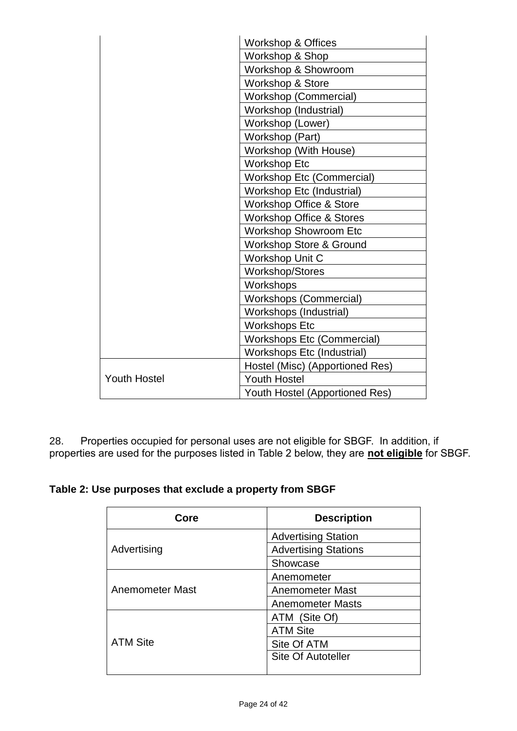| | |
|---|---|
| | Workshop & Offices |
| | Workshop & Shop |
| | Workshop & Showroom |
| | Workshop & Store |
| | Workshop (Commercial) |
| | Workshop (Industrial) |
| | Workshop (Lower) |
| | Workshop (Part) |
| | Workshop (With House) |
| | Workshop Etc |
| | Workshop Etc (Commercial) |
| | Workshop Etc (Industrial) |
| | Workshop Office & Store |
| | Workshop Office & Stores |
| | Workshop Showroom Etc |
| | Workshop Store & Ground |
| | Workshop Unit C |
| | Workshop/Stores |
| | Workshops |
| | Workshops (Commercial) |
| | Workshops (Industrial) |
| | Workshops Etc |
| | Workshops Etc (Commercial) |
| | Workshops Etc (Industrial) |
| Youth Hostel | Hostel (Misc) (Apportioned Res) |
| | Youth Hostel |
| | Youth Hostel (Apportioned Res) |

28. Properties occupied for personal uses are not eligible for SBGF. In addition, if properties are used for the purposes listed in Table 2 below, they are **not eligible** for SBGF.

**Table 2: Use purposes that exclude a property from SBGF**

| Core | Description |
|---|---|
| Advertising | Advertising Station |
| | Advertising Stations |
| | Showcase |
| Anemometer Mast | Anemometer |
| | Anemometer Mast |
| | Anemometer Masts |
| ATM Site | ATM (Site Of) |
| | ATM Site |
| | Site Of ATM |
| | Site Of Autoteller |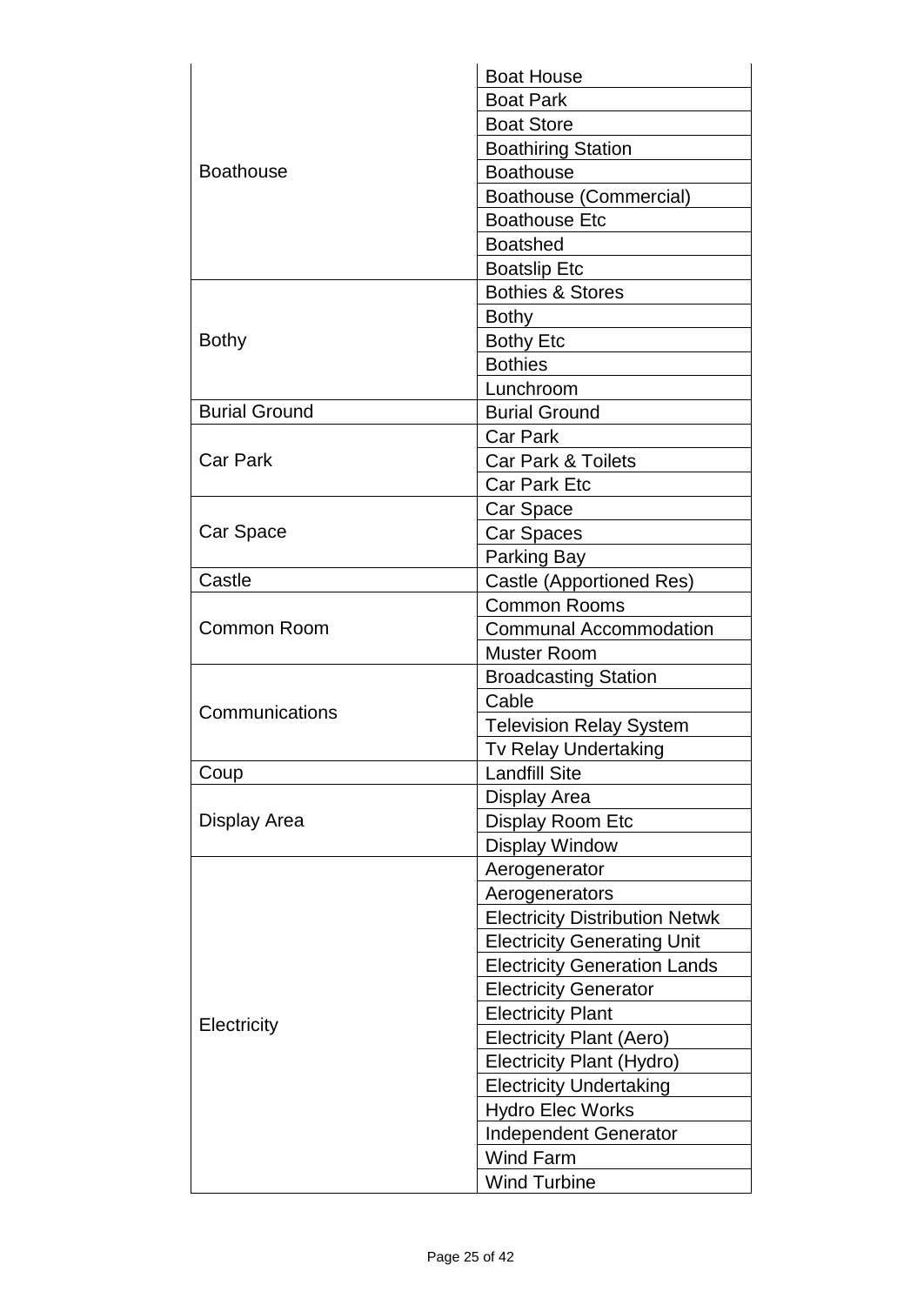| | |
|---|---|
| Boathouse | Boat House |
| | Boat Park |
| | Boat Store |
| | Boathiring Station |
| | Boathouse |
| | Boathouse (Commercial) |
| | Boathouse Etc |
| | Boatshed |
| | Boatslip Etc |
| Bothy | Bothies & Stores |
| | Bothy |
| | Bothy Etc |
| | Bothies |
| | Lunchroom |
| Burial Ground | Burial Ground |
| Car Park | Car Park |
| | Car Park & Toilets |
| | Car Park Etc |
| Car Space | Car Space |
| | Car Spaces |
| | Parking Bay |
| Castle | Castle (Apportioned Res) |
| Common Room | Common Rooms |
| | Communal Accommodation |
| | Muster Room |
| Communications | Broadcasting Station |
| | Cable |
| | Television Relay System |
| | Tv Relay Undertaking |
| Coup | Landfill Site |
| Display Area | Display Area |
| | Display Room Etc |
| | Display Window |
| Electricity | Aerogenerator |
| | Aerogenerators |
| | Electricity Distribution Netwk |
| | Electricity Generating Unit |
| | Electricity Generation Lands |
| | Electricity Generator |
| | Electricity Plant |
| | Electricity Plant (Aero) |
| | Electricity Plant (Hydro) |
| | Electricity Undertaking |
| | Hydro Elec Works |
| | Independent Generator |
| | Wind Farm |
| | Wind Turbine |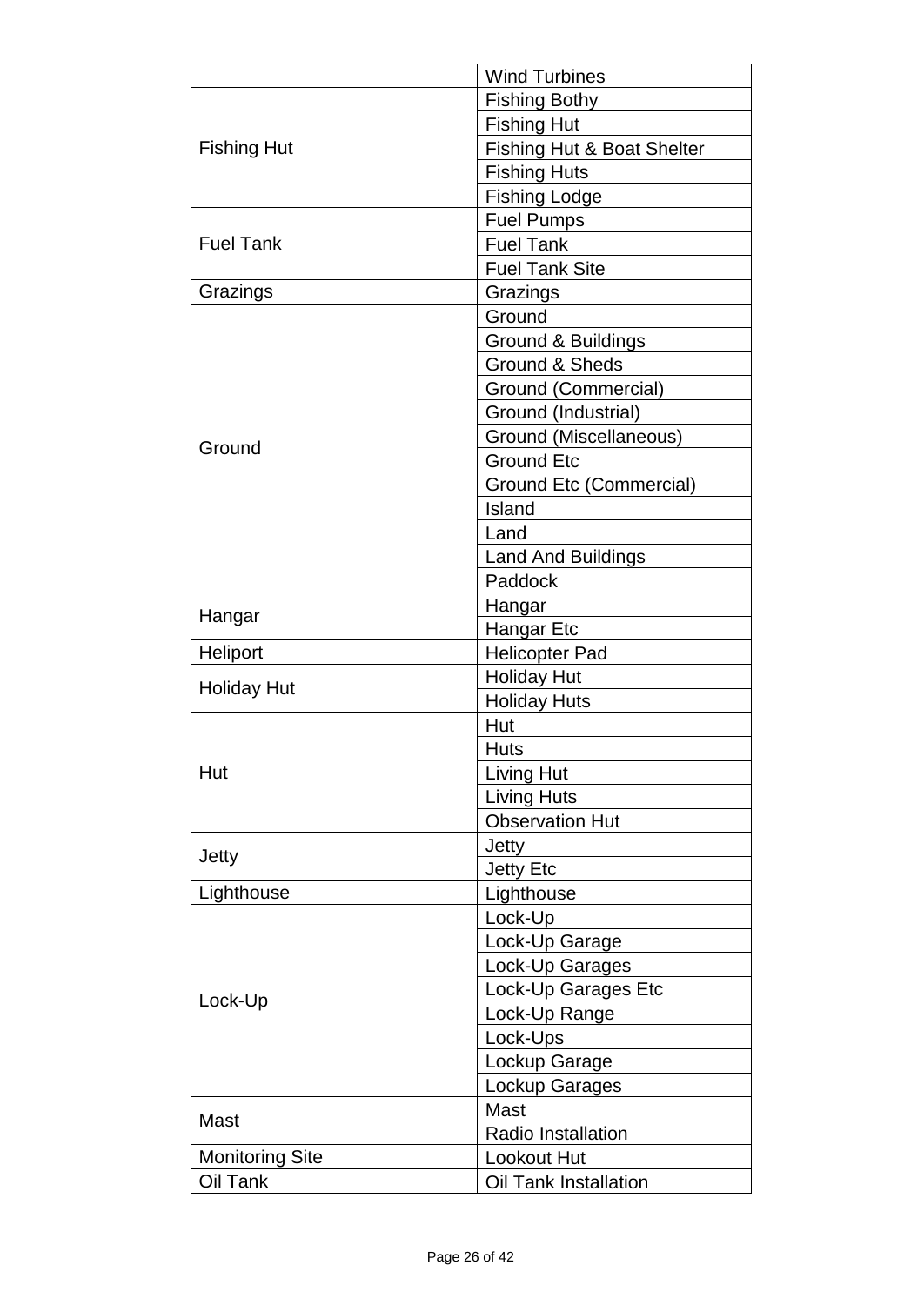| | |
|---|---|
| | Wind Turbines |
| Fishing Hut | Fishing Bothy |
| | Fishing Hut |
| | Fishing Hut & Boat Shelter |
| | Fishing Huts |
| | Fishing Lodge |
| Fuel Tank | Fuel Pumps |
| | Fuel Tank |
| | Fuel Tank Site |
| Grazings | Grazings |
| Ground | Ground |
| | Ground & Buildings |
| | Ground & Sheds |
| | Ground (Commercial) |
| | Ground (Industrial) |
| | Ground (Miscellaneous) |
| | Ground Etc |
| | Ground Etc (Commercial) |
| | Island |
| | Land |
| | Land And Buildings |
| | Paddock |
| Hangar | Hangar |
| | Hangar Etc |
| Heliport | Helicopter Pad |
| Holiday Hut | Holiday Hut |
| | Holiday Huts |
| Hut | Hut |
| | Huts |
| | Living Hut |
| | Living Huts |
| | Observation Hut |
| Jetty | Jetty |
| | Jetty Etc |
| Lighthouse | Lighthouse |
| Lock-Up | Lock-Up |
| | Lock-Up Garage |
| | Lock-Up Garages |
| | Lock-Up Garages Etc |
| | Lock-Up Range |
| | Lock-Ups |
| | Lockup Garage |
| | Lockup Garages |
| Mast | Mast |
| | Radio Installation |
| Monitoring Site | Lookout Hut |
| Oil Tank | Oil Tank Installation |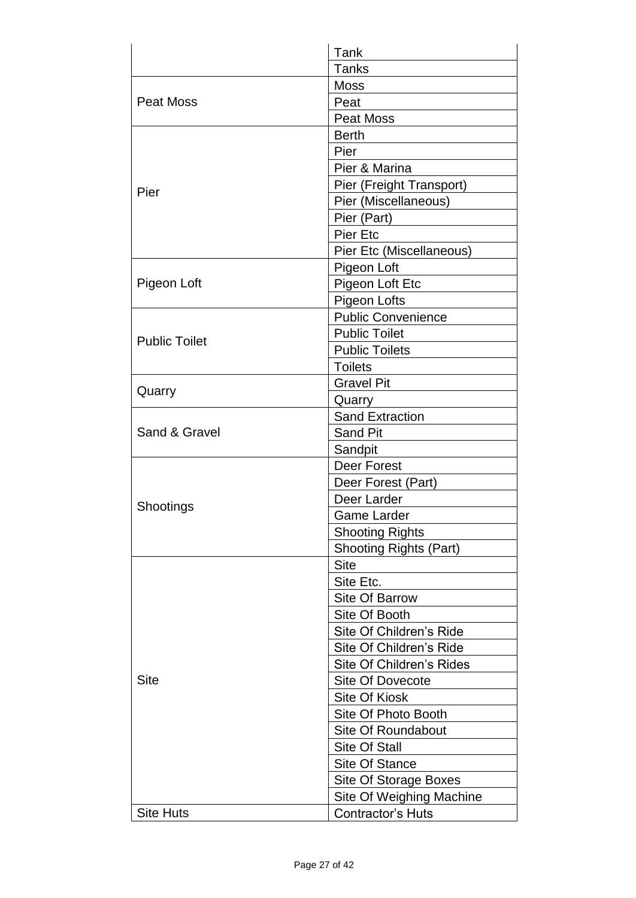| | |
|---|---|
| | Tank |
| | Tanks |
| Peat Moss | Moss |
| | Peat |
| | Peat Moss |
| Pier | Berth |
| | Pier |
| | Pier & Marina |
| | Pier (Freight Transport) |
| | Pier (Miscellaneous) |
| | Pier (Part) |
| | Pier Etc |
| | Pier Etc (Miscellaneous) |
| Pigeon Loft | Pigeon Loft |
| | Pigeon Loft Etc |
| | Pigeon Lofts |
| Public Toilet | Public Convenience |
| | Public Toilet |
| | Public Toilets |
| | Toilets |
| Quarry | Gravel Pit |
| | Quarry |
| Sand & Gravel | Sand Extraction |
| | Sand Pit |
| | Sandpit |
| Shootings | Deer Forest |
| | Deer Forest (Part) |
| | Deer Larder |
| | Game Larder |
| | Shooting Rights |
| | Shooting Rights (Part) |
| Site | Site |
| | Site Etc. |
| | Site Of Barrow |
| | Site Of Booth |
| | Site Of Children's Ride |
| | Site Of Children's Ride |
| | Site Of Children's Rides |
| | Site Of Dovecote |
| | Site Of Kiosk |
| | Site Of Photo Booth |
| | Site Of Roundabout |
| | Site Of Stall |
| | Site Of Stance |
| | Site Of Storage Boxes |
| | Site Of Weighing Machine |
| Site Huts | Contractor's Huts |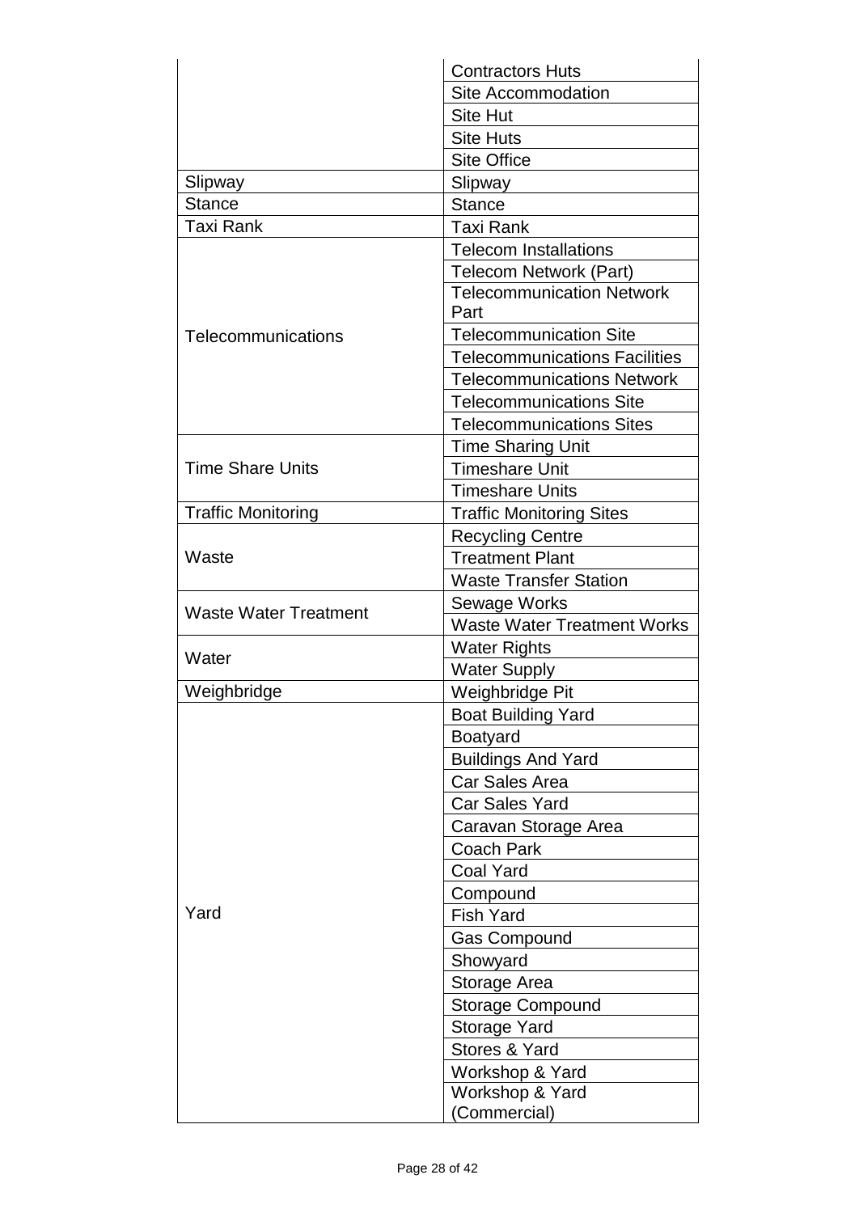| | |
|---|---|
| | Contractors Huts |
| | Site Accommodation |
| | Site Hut |
| | Site Huts |
| | Site Office |
| Slipway | Slipway |
| Stance | Stance |
| Taxi Rank | Taxi Rank |
| Telecommunications | Telecom Installations |
| | Telecom Network (Part) |
| | Telecommunication Network Part |
| | Telecommunication Site |
| | Telecommunications Facilities |
| | Telecommunications Network |
| | Telecommunications Site |
| | Telecommunications Sites |
| Time Share Units | Time Sharing Unit |
| | Timeshare Unit |
| | Timeshare Units |
| Traffic Monitoring | Traffic Monitoring Sites |
| Waste | Recycling Centre |
| | Treatment Plant |
| | Waste Transfer Station |
| Waste Water Treatment | Sewage Works |
| | Waste Water Treatment Works |
| Water | Water Rights |
| | Water Supply |
| Weighbridge | Weighbridge Pit |
| Yard | Boat Building Yard |
| | Boatyard |
| | Buildings And Yard |
| | Car Sales Area |
| | Car Sales Yard |
| | Caravan Storage Area |
| | Coach Park |
| | Coal Yard |
| | Compound |
| | Fish Yard |
| | Gas Compound |
| | Showyard |
| | Storage Area |
| | Storage Compound |
| | Storage Yard |
| | Stores & Yard |
| | Workshop & Yard |
| | Workshop & Yard (Commercial) |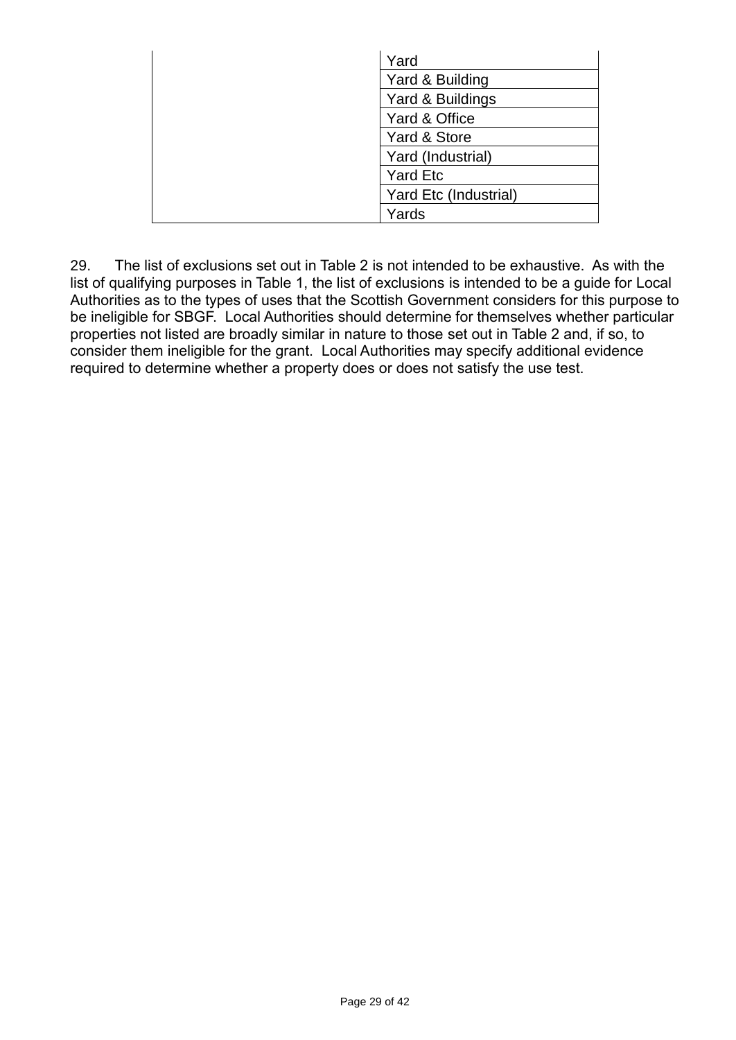| | |
|---|---|
| | Yard |
| | Yard & Building |
| | Yard & Buildings |
| | Yard & Office |
| | Yard & Store |
| | Yard (Industrial) |
| | Yard Etc |
| | Yard Etc (Industrial) |
| | Yards |

29. The list of exclusions set out in Table 2 is not intended to be exhaustive. As with the list of qualifying purposes in Table 1, the list of exclusions is intended to be a guide for Local Authorities as to the types of uses that the Scottish Government considers for this purpose to be ineligible for SBGF. Local Authorities should determine for themselves whether particular properties not listed are broadly similar in nature to those set out in Table 2 and, if so, to consider them ineligible for the grant. Local Authorities may specify additional evidence required to determine whether a property does or does not satisfy the use test.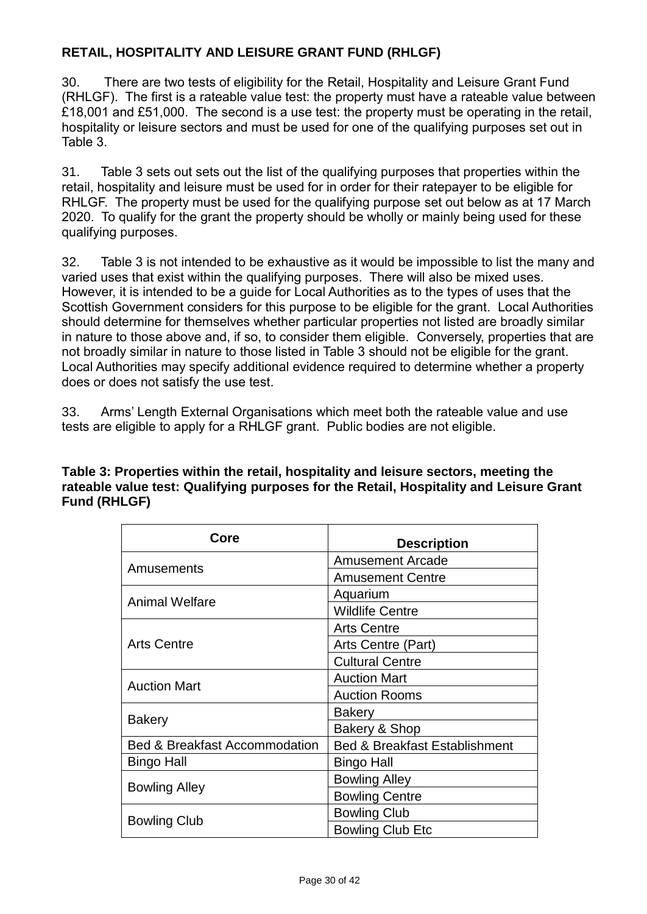## RETAIL, HOSPITALITY AND LEISURE GRANT FUND (RHLGF)

30. There are two tests of eligibility for the Retail, Hospitality and Leisure Grant Fund (RHLGF). The first is a rateable value test: the property must have a rateable value between £18,001 and £51,000. The second is a use test: the property must be operating in the retail, hospitality or leisure sectors and must be used for one of the qualifying purposes set out in Table 3.

31. Table 3 sets out sets out the list of the qualifying purposes that properties within the retail, hospitality and leisure must be used for in order for their ratepayer to be eligible for RHLGF. The property must be used for the qualifying purpose set out below as at 17 March 2020. To qualify for the grant the property should be wholly or mainly being used for these qualifying purposes.

32. Table 3 is not intended to be exhaustive as it would be impossible to list the many and varied uses that exist within the qualifying purposes. There will also be mixed uses. However, it is intended to be a guide for Local Authorities as to the types of uses that the Scottish Government considers for this purpose to be eligible for the grant. Local Authorities should determine for themselves whether particular properties not listed are broadly similar in nature to those above and, if so, to consider them eligible. Conversely, properties that are not broadly similar in nature to those listed in Table 3 should not be eligible for the grant. Local Authorities may specify additional evidence required to determine whether a property does or does not satisfy the use test.

33. Arms' Length External Organisations which meet both the rateable value and use tests are eligible to apply for a RHLGF grant. Public bodies are not eligible.

**Table 3: Properties within the retail, hospitality and leisure sectors, meeting the rateable value test: Qualifying purposes for the Retail, Hospitality and Leisure Grant Fund (RHLGF)**

| Core | Description |
|---|---|
| Amusements | Amusement Arcade |
| | Amusement Centre |
| Animal Welfare | Aquarium |
| | Wildlife Centre |
| Arts Centre | Arts Centre |
| | Arts Centre (Part) |
| | Cultural Centre |
| Auction Mart | Auction Mart |
| | Auction Rooms |
| Bakery | Bakery |
| | Bakery & Shop |
| Bed & Breakfast Accommodation | Bed & Breakfast Establishment |
| Bingo Hall | Bingo Hall |
| Bowling Alley | Bowling Alley |
| | Bowling Centre |
| Bowling Club | Bowling Club |
| | Bowling Club Etc |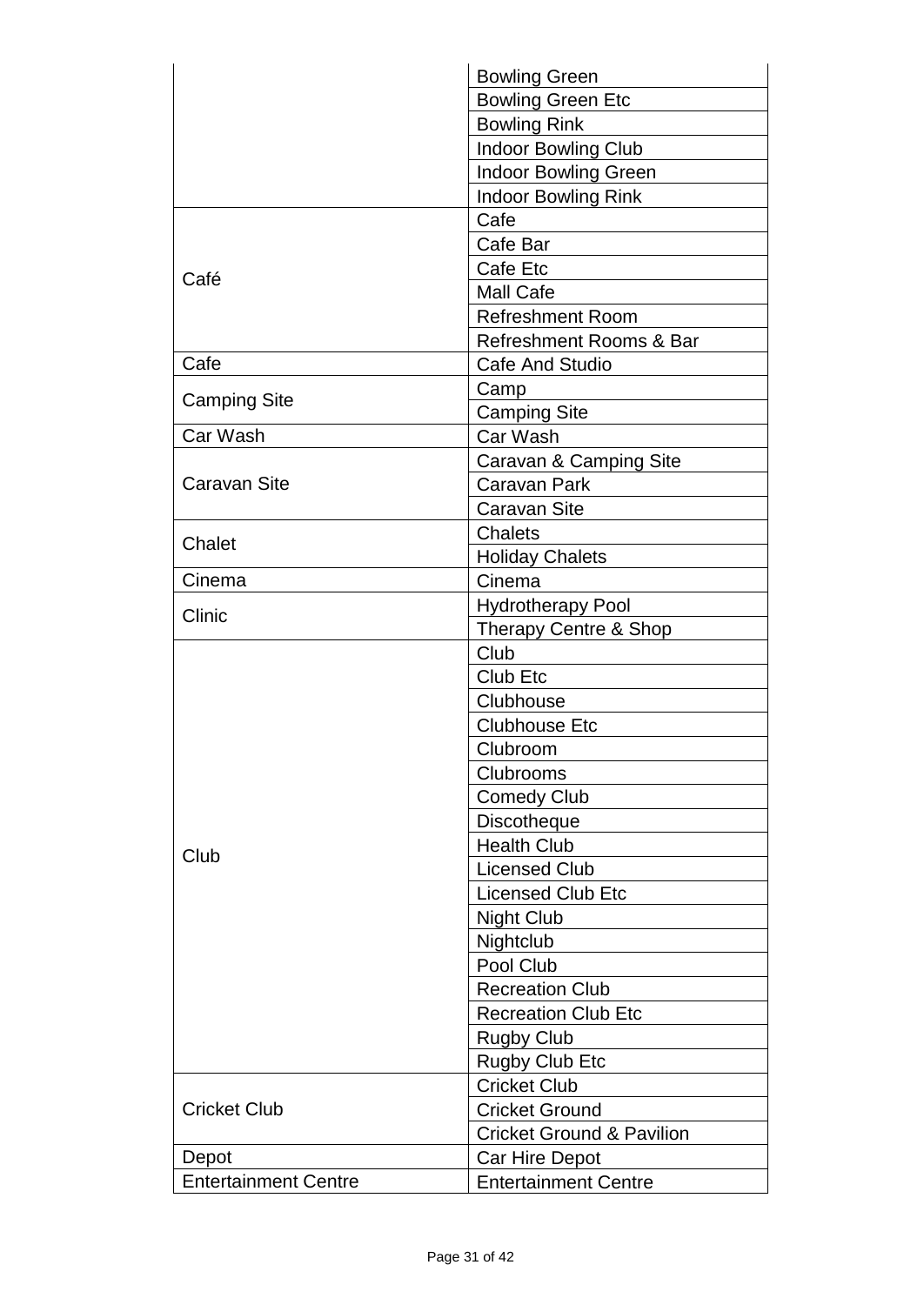| | |
|---|---|
| | Bowling Green |
| | Bowling Green Etc |
| | Bowling Rink |
| | Indoor Bowling Club |
| | Indoor Bowling Green |
| | Indoor Bowling Rink |
| Café | Cafe |
| | Cafe Bar |
| | Cafe Etc |
| | Mall Cafe |
| | Refreshment Room |
| | Refreshment Rooms & Bar |
| Cafe | Cafe And Studio |
| Camping Site | Camp |
| | Camping Site |
| Car Wash | Car Wash |
| Caravan Site | Caravan & Camping Site |
| | Caravan Park |
| | Caravan Site |
| Chalet | Chalets |
| | Holiday Chalets |
| Cinema | Cinema |
| Clinic | Hydrotherapy Pool |
| | Therapy Centre & Shop |
| Club | Club |
| | Club Etc |
| | Clubhouse |
| | Clubhouse Etc |
| | Clubroom |
| | Clubrooms |
| | Comedy Club |
| | Discotheque |
| | Health Club |
| | Licensed Club |
| | Licensed Club Etc |
| | Night Club |
| | Nightclub |
| | Pool Club |
| | Recreation Club |
| | Recreation Club Etc |
| | Rugby Club |
| | Rugby Club Etc |
| Cricket Club | Cricket Club |
| | Cricket Ground |
| | Cricket Ground & Pavilion |
| Depot | Car Hire Depot |
| Entertainment Centre | Entertainment Centre |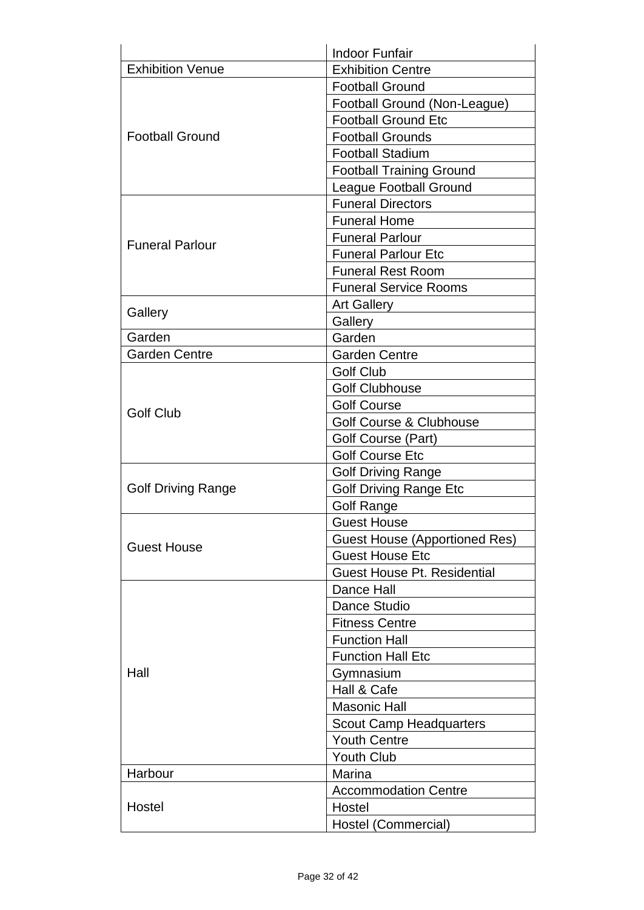| | |
|---|---|
| | Indoor Funfair |
| Exhibition Venue | Exhibition Centre |
| Football Ground | Football Ground |
| | Football Ground (Non-League) |
| | Football Ground Etc |
| | Football Grounds |
| | Football Stadium |
| | Football Training Ground |
| | League Football Ground |
| Funeral Parlour | Funeral Directors |
| | Funeral Home |
| | Funeral Parlour |
| | Funeral Parlour Etc |
| | Funeral Rest Room |
| | Funeral Service Rooms |
| Gallery | Art Gallery |
| | Gallery |
| Garden | Garden |
| Garden Centre | Garden Centre |
| Golf Club | Golf Club |
| | Golf Clubhouse |
| | Golf Course |
| | Golf Course & Clubhouse |
| | Golf Course (Part) |
| | Golf Course Etc |
| Golf Driving Range | Golf Driving Range |
| | Golf Driving Range Etc |
| | Golf Range |
| Guest House | Guest House |
| | Guest House (Apportioned Res) |
| | Guest House Etc |
| | Guest House Pt. Residential |
| Hall | Dance Hall |
| | Dance Studio |
| | Fitness Centre |
| | Function Hall |
| | Function Hall Etc |
| | Gymnasium |
| | Hall & Cafe |
| | Masonic Hall |
| | Scout Camp Headquarters |
| | Youth Centre |
| | Youth Club |
| Harbour | Marina |
| Hostel | Accommodation Centre |
| | Hostel |
| | Hostel (Commercial) |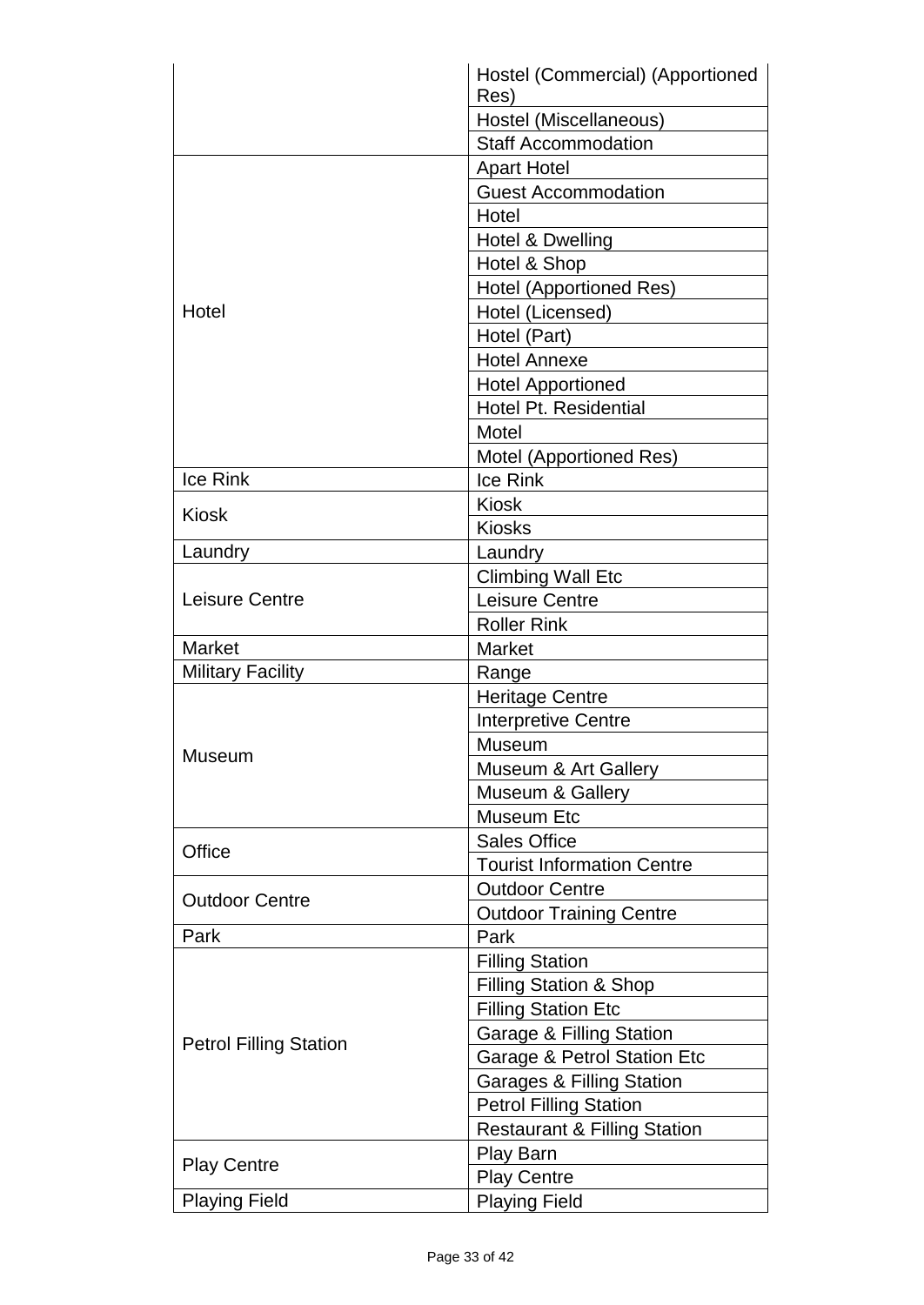| | |
|---|---|
| | Hostel (Commercial) (Apportioned Res) |
| | Hostel (Miscellaneous) |
| | Staff Accommodation |
| Hotel | Apart Hotel |
| | Guest Accommodation |
| | Hotel |
| | Hotel & Dwelling |
| | Hotel & Shop |
| | Hotel (Apportioned Res) |
| | Hotel (Licensed) |
| | Hotel (Part) |
| | Hotel Annexe |
| | Hotel Apportioned |
| | Hotel Pt. Residential |
| | Motel |
| | Motel (Apportioned Res) |
| Ice Rink | Ice Rink |
| Kiosk | Kiosk |
| | Kiosks |
| Laundry | Laundry |
| Leisure Centre | Climbing Wall Etc |
| | Leisure Centre |
| | Roller Rink |
| Market | Market |
| Military Facility | Range |
| Museum | Heritage Centre |
| | Interpretive Centre |
| | Museum |
| | Museum & Art Gallery |
| | Museum & Gallery |
| | Museum Etc |
| Office | Sales Office |
| | Tourist Information Centre |
| Outdoor Centre | Outdoor Centre |
| | Outdoor Training Centre |
| Park | Park |
| Petrol Filling Station | Filling Station |
| | Filling Station & Shop |
| | Filling Station Etc |
| | Garage & Filling Station |
| | Garage & Petrol Station Etc |
| | Garages & Filling Station |
| | Petrol Filling Station |
| | Restaurant & Filling Station |
| Play Centre | Play Barn |
| | Play Centre |
| Playing Field | Playing Field |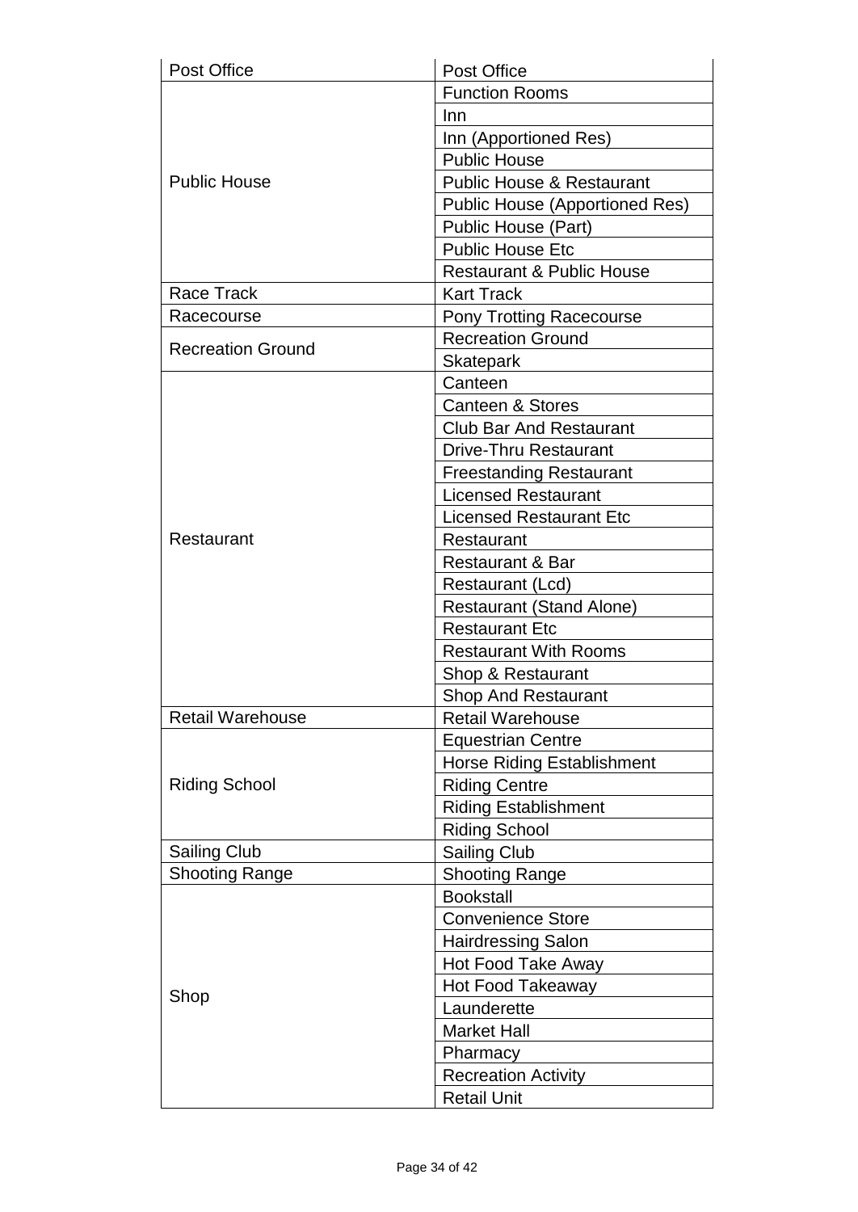| | |
|---|---|
| Post Office | Post Office |
| Public House | Function Rooms |
| | Inn |
| | Inn (Apportioned Res) |
| | Public House |
| | Public House & Restaurant |
| | Public House (Apportioned Res) |
| | Public House (Part) |
| | Public House Etc |
| | Restaurant & Public House |
| Race Track | Kart Track |
| Racecourse | Pony Trotting Racecourse |
| Recreation Ground | Recreation Ground |
| | Skatepark |
| Restaurant | Canteen |
| | Canteen & Stores |
| | Club Bar And Restaurant |
| | Drive-Thru Restaurant |
| | Freestanding Restaurant |
| | Licensed Restaurant |
| | Licensed Restaurant Etc |
| | Restaurant |
| | Restaurant & Bar |
| | Restaurant (Lcd) |
| | Restaurant (Stand Alone) |
| | Restaurant Etc |
| | Restaurant With Rooms |
| | Shop & Restaurant |
| | Shop And Restaurant |
| Retail Warehouse | Retail Warehouse |
| Riding School | Equestrian Centre |
| | Horse Riding Establishment |
| | Riding Centre |
| | Riding Establishment |
| | Riding School |
| Sailing Club | Sailing Club |
| Shooting Range | Shooting Range |
| Shop | Bookstall |
| | Convenience Store |
| | Hairdressing Salon |
| | Hot Food Take Away |
| | Hot Food Takeaway |
| | Launderette |
| | Market Hall |
| | Pharmacy |
| | Recreation Activity |
| | Retail Unit |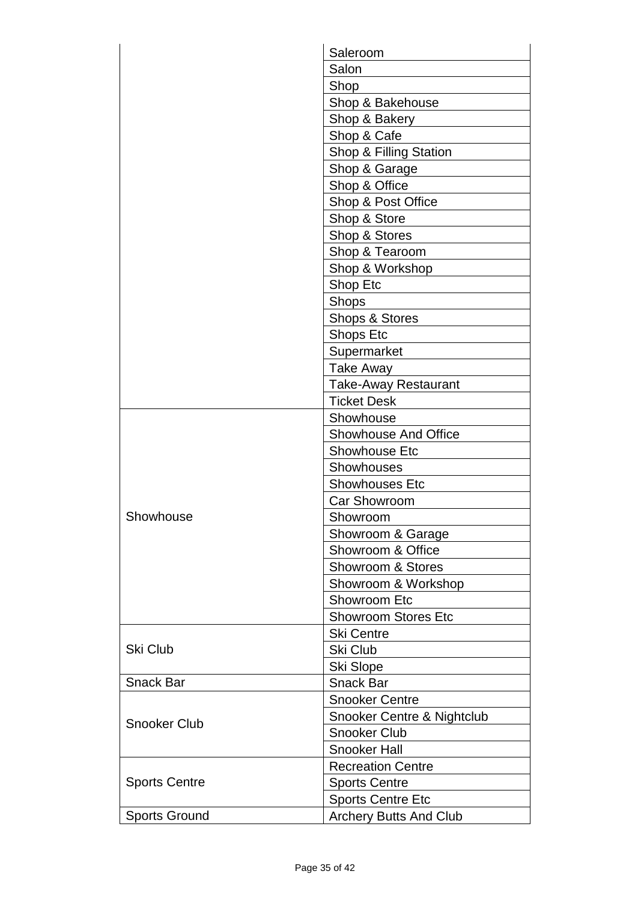| | |
|---|---|
| | Saleroom |
| | Salon |
| | Shop |
| | Shop & Bakehouse |
| | Shop & Bakery |
| | Shop & Cafe |
| | Shop & Filling Station |
| | Shop & Garage |
| | Shop & Office |
| | Shop & Post Office |
| | Shop & Store |
| | Shop & Stores |
| | Shop & Tearoom |
| | Shop & Workshop |
| | Shop Etc |
| | Shops |
| | Shops & Stores |
| | Shops Etc |
| | Supermarket |
| | Take Away |
| | Take-Away Restaurant |
| | Ticket Desk |
| Showhouse | Showhouse |
| | Showhouse And Office |
| | Showhouse Etc |
| | Showhouses |
| | Showhouses Etc |
| | Car Showroom |
| | Showroom |
| | Showroom & Garage |
| | Showroom & Office |
| | Showroom & Stores |
| | Showroom & Workshop |
| | Showroom Etc |
| | Showroom Stores Etc |
| Ski Club | Ski Centre |
| | Ski Club |
| | Ski Slope |
| Snack Bar | Snack Bar |
| Snooker Club | Snooker Centre |
| | Snooker Centre & Nightclub |
| | Snooker Club |
| | Snooker Hall |
| Sports Centre | Recreation Centre |
| | Sports Centre |
| | Sports Centre Etc |
| Sports Ground | Archery Butts And Club |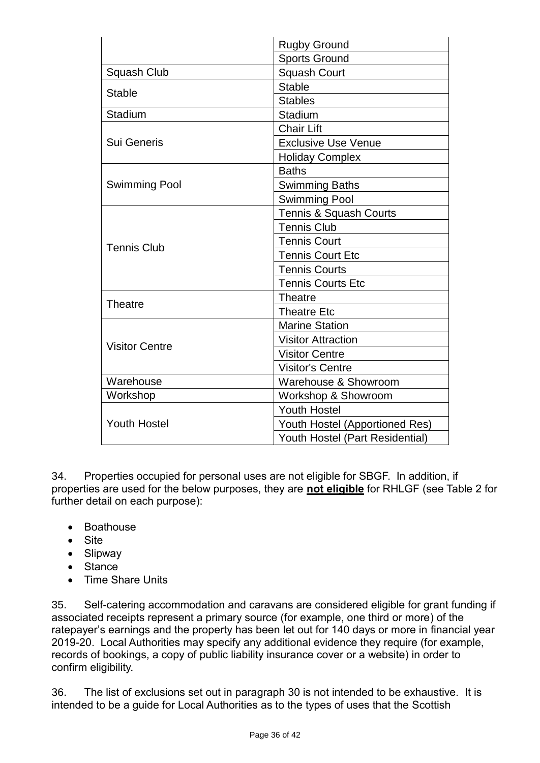| | |
|---|---|
| | Rugby Ground |
| | Sports Ground |
| Squash Club | Squash Court |
| Stable | Stable |
| | Stables |
| Stadium | Stadium |
| Sui Generis | Chair Lift |
| | Exclusive Use Venue |
| | Holiday Complex |
| Swimming Pool | Baths |
| | Swimming Baths |
| | Swimming Pool |
| Tennis Club | Tennis & Squash Courts |
| | Tennis Club |
| | Tennis Court |
| | Tennis Court Etc |
| | Tennis Courts |
| | Tennis Courts Etc |
| Theatre | Theatre |
| | Theatre Etc |
| Visitor Centre | Marine Station |
| | Visitor Attraction |
| | Visitor Centre |
| | Visitor's Centre |
| Warehouse | Warehouse & Showroom |
| Workshop | Workshop & Showroom |
| Youth Hostel | Youth Hostel |
| | Youth Hostel (Apportioned Res) |
| | Youth Hostel (Part Residential) |

34. Properties occupied for personal uses are not eligible for SBGF. In addition, if properties are used for the below purposes, they are **not eligible** for RHLGF (see Table 2 for further detail on each purpose):

- Boathouse
- Site
- Slipway
- Stance
- Time Share Units

35. Self-catering accommodation and caravans are considered eligible for grant funding if associated receipts represent a primary source (for example, one third or more) of the ratepayer's earnings and the property has been let out for 140 days or more in financial year 2019-20. Local Authorities may specify any additional evidence they require (for example, records of bookings, a copy of public liability insurance cover or a website) in order to confirm eligibility.

36. The list of exclusions set out in paragraph 30 is not intended to be exhaustive. It is intended to be a guide for Local Authorities as to the types of uses that the Scottish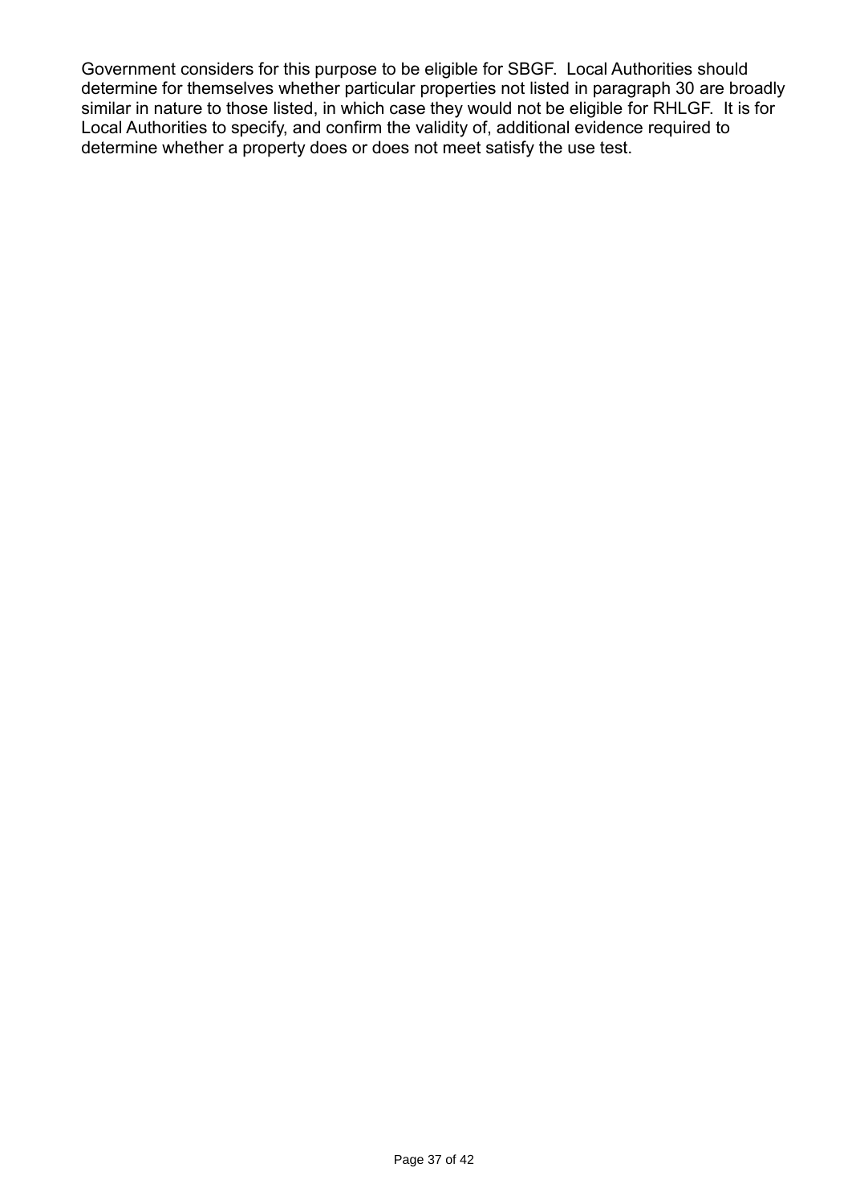Government considers for this purpose to be eligible for SBGF. Local Authorities should determine for themselves whether particular properties not listed in paragraph 30 are broadly similar in nature to those listed, in which case they would not be eligible for RHLGF. It is for Local Authorities to specify, and confirm the validity of, additional evidence required to determine whether a property does or does not meet satisfy the use test.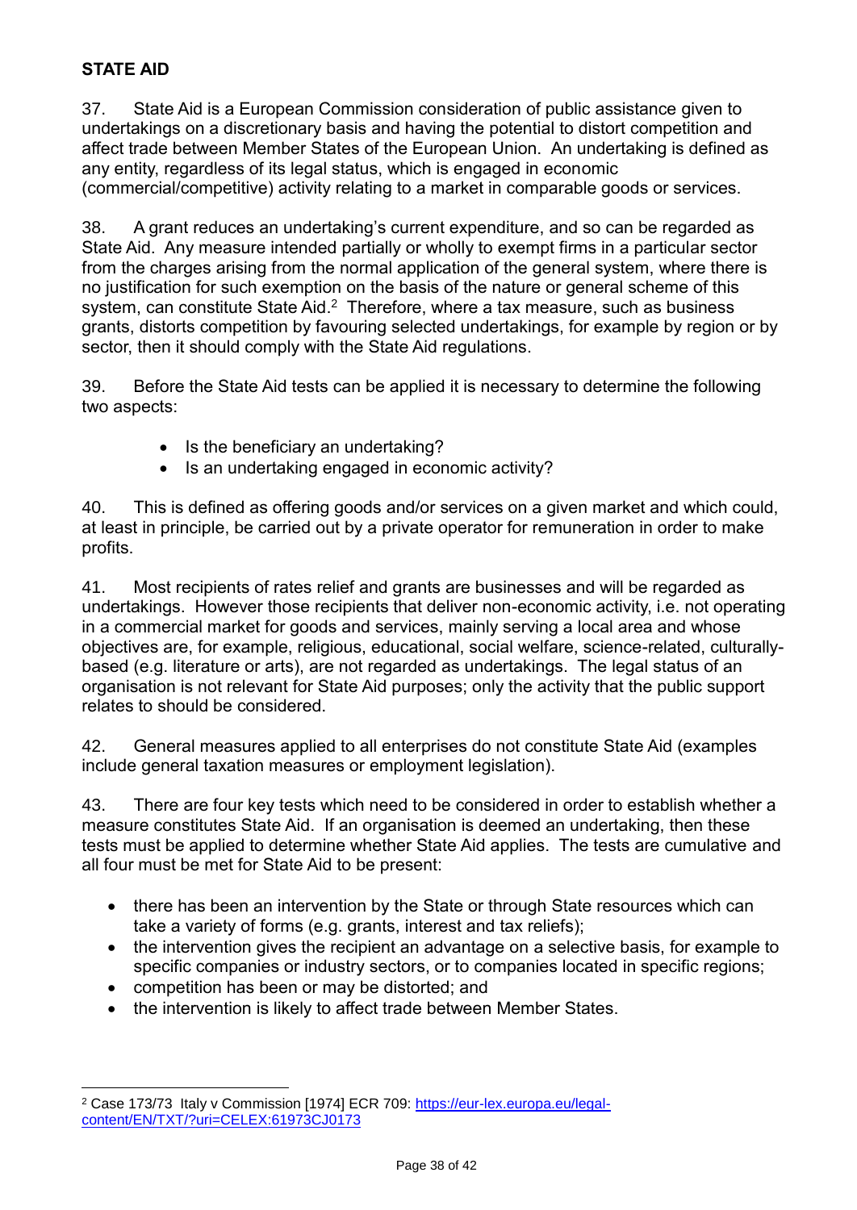## STATE AID

37. State Aid is a European Commission consideration of public assistance given to undertakings on a discretionary basis and having the potential to distort competition and affect trade between Member States of the European Union. An undertaking is defined as any entity, regardless of its legal status, which is engaged in economic (commercial/competitive) activity relating to a market in comparable goods or services.

38. A grant reduces an undertaking's current expenditure, and so can be regarded as State Aid. Any measure intended partially or wholly to exempt firms in a particular sector from the charges arising from the normal application of the general system, where there is no justification for such exemption on the basis of the nature or general scheme of this system, can constitute State Aid.[2] Therefore, where a tax measure, such as business grants, distorts competition by favouring selected undertakings, for example by region or by sector, then it should comply with the State Aid regulations.

39. Before the State Aid tests can be applied it is necessary to determine the following two aspects:

- Is the beneficiary an undertaking?
- Is an undertaking engaged in economic activity?

40. This is defined as offering goods and/or services on a given market and which could, at least in principle, be carried out by a private operator for remuneration in order to make profits.

41. Most recipients of rates relief and grants are businesses and will be regarded as undertakings. However those recipients that deliver non-economic activity, i.e. not operating in a commercial market for goods and services, mainly serving a local area and whose objectives are, for example, religious, educational, social welfare, science-related, culturally-based (e.g. literature or arts), are not regarded as undertakings. The legal status of an organisation is not relevant for State Aid purposes; only the activity that the public support relates to should be considered.

42. General measures applied to all enterprises do not constitute State Aid (examples include general taxation measures or employment legislation).

43. There are four key tests which need to be considered in order to establish whether a measure constitutes State Aid. If an organisation is deemed an undertaking, then these tests must be applied to determine whether State Aid applies. The tests are cumulative and all four must be met for State Aid to be present:

- there has been an intervention by the State or through State resources which can take a variety of forms (e.g. grants, interest and tax reliefs);
- the intervention gives the recipient an advantage on a selective basis, for example to specific companies or industry sectors, or to companies located in specific regions;
- competition has been or may be distorted; and
- the intervention is likely to affect trade between Member States.

---

[2] Case 173/73 Italy v Commission [1974] ECR 709: https://eur-lex.europa.eu/legal-content/EN/TXT/?uri=CELEX:61973CJ0173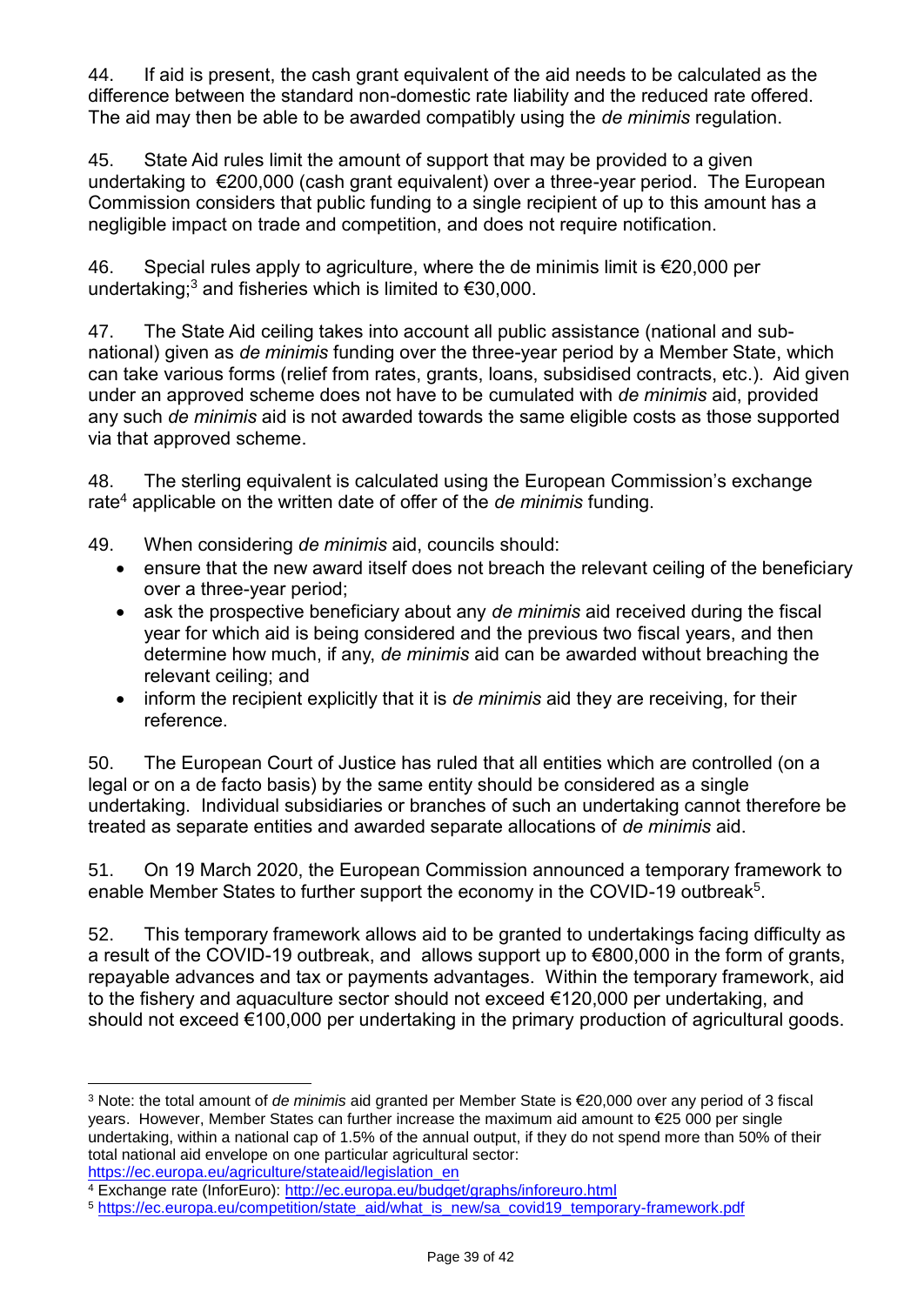44. If aid is present, the cash grant equivalent of the aid needs to be calculated as the difference between the standard non-domestic rate liability and the reduced rate offered. The aid may then be able to be awarded compatibly using the *de minimis* regulation.

45. State Aid rules limit the amount of support that may be provided to a given undertaking to €200,000 (cash grant equivalent) over a three-year period. The European Commission considers that public funding to a single recipient of up to this amount has a negligible impact on trade and competition, and does not require notification.

46. Special rules apply to agriculture, where the de minimis limit is €20,000 per undertaking;[3] and fisheries which is limited to €30,000.

47. The State Aid ceiling takes into account all public assistance (national and sub-national) given as *de minimis* funding over the three-year period by a Member State, which can take various forms (relief from rates, grants, loans, subsidised contracts, etc.). Aid given under an approved scheme does not have to be cumulated with *de minimis* aid, provided any such *de minimis* aid is not awarded towards the same eligible costs as those supported via that approved scheme.

48. The sterling equivalent is calculated using the European Commission's exchange rate[4] applicable on the written date of offer of the *de minimis* funding.

49. When considering *de minimis* aid, councils should:

- ensure that the new award itself does not breach the relevant ceiling of the beneficiary over a three-year period;
- ask the prospective beneficiary about any *de minimis* aid received during the fiscal year for which aid is being considered and the previous two fiscal years, and then determine how much, if any, *de minimis* aid can be awarded without breaching the relevant ceiling; and
- inform the recipient explicitly that it is *de minimis* aid they are receiving, for their reference.

50. The European Court of Justice has ruled that all entities which are controlled (on a legal or on a de facto basis) by the same entity should be considered as a single undertaking. Individual subsidiaries or branches of such an undertaking cannot therefore be treated as separate entities and awarded separate allocations of *de minimis* aid.

51. On 19 March 2020, the European Commission announced a temporary framework to enable Member States to further support the economy in the COVID-19 outbreak[5].

52. This temporary framework allows aid to be granted to undertakings facing difficulty as a result of the COVID-19 outbreak, and allows support up to €800,000 in the form of grants, repayable advances and tax or payments advantages. Within the temporary framework, aid to the fishery and aquaculture sector should not exceed €120,000 per undertaking, and should not exceed €100,000 per undertaking in the primary production of agricultural goods.

---

[3] Note: the total amount of *de minimis* aid granted per Member State is €20,000 over any period of 3 fiscal years. However, Member States can further increase the maximum aid amount to €25 000 per single undertaking, within a national cap of 1.5% of the annual output, if they do not spend more than 50% of their total national aid envelope on one particular agricultural sector: https://ec.europa.eu/agriculture/stateaid/legislation_en

[4] Exchange rate (InforEuro): http://ec.europa.eu/budget/graphs/inforeuro.html

[5] https://ec.europa.eu/competition/state_aid/what_is_new/sa_covid19_temporary-framework.pdf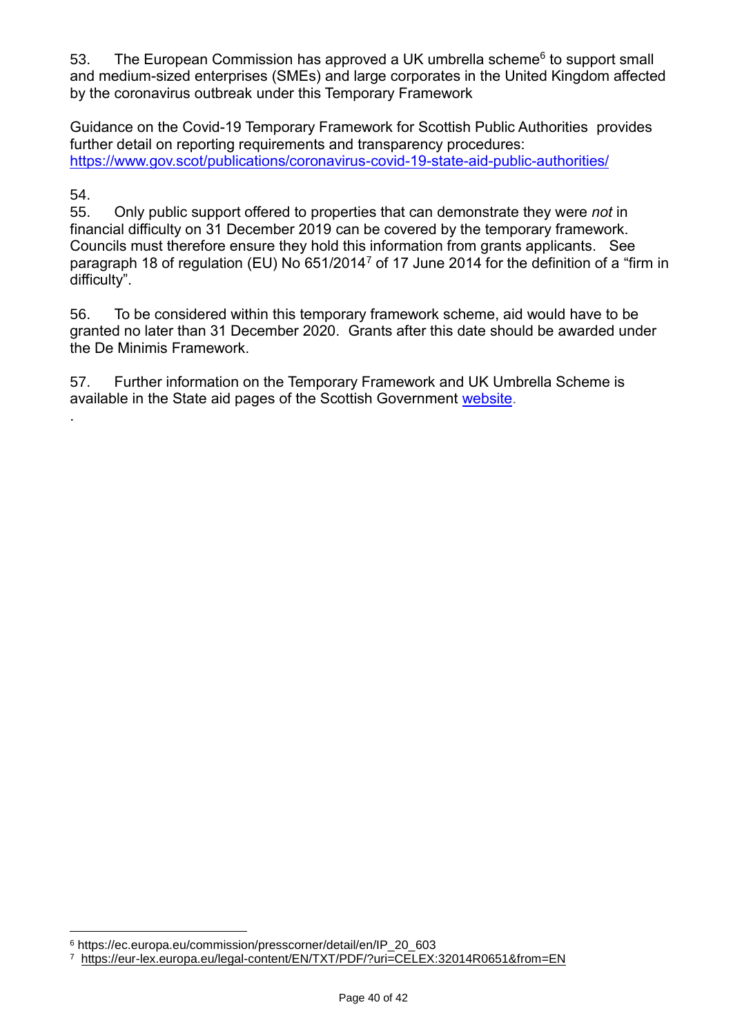53. The European Commission has approved a UK umbrella scheme[6] to support small and medium-sized enterprises (SMEs) and large corporates in the United Kingdom affected by the coronavirus outbreak under this Temporary Framework

Guidance on the Covid-19 Temporary Framework for Scottish Public Authorities provides further detail on reporting requirements and transparency procedures: [https://www.gov.scot/publications/coronavirus-covid-19-state-aid-public-authorities/](https://www.gov.scot/publications/coronavirus-covid-19-state-aid-public-authorities/)

54.

55. Only public support offered to properties that can demonstrate they were *not* in financial difficulty on 31 December 2019 can be covered by the temporary framework. Councils must therefore ensure they hold this information from grants applicants. See paragraph 18 of regulation (EU) No 651/2014[7] of 17 June 2014 for the definition of a "firm in difficulty".

56. To be considered within this temporary framework scheme, aid would have to be granted no later than 31 December 2020. Grants after this date should be awarded under the De Minimis Framework.

57. Further information on the Temporary Framework and UK Umbrella Scheme is available in the State aid pages of the Scottish Government [website](website).

.

---

[6] https://ec.europa.eu/commission/presscorner/detail/en/IP_20_603

[7] [https://eur-lex.europa.eu/legal-content/EN/TXT/PDF/?uri=CELEX:32014R0651&from=EN](https://eur-lex.europa.eu/legal-content/EN/TXT/PDF/?uri=CELEX:32014R0651&from=EN)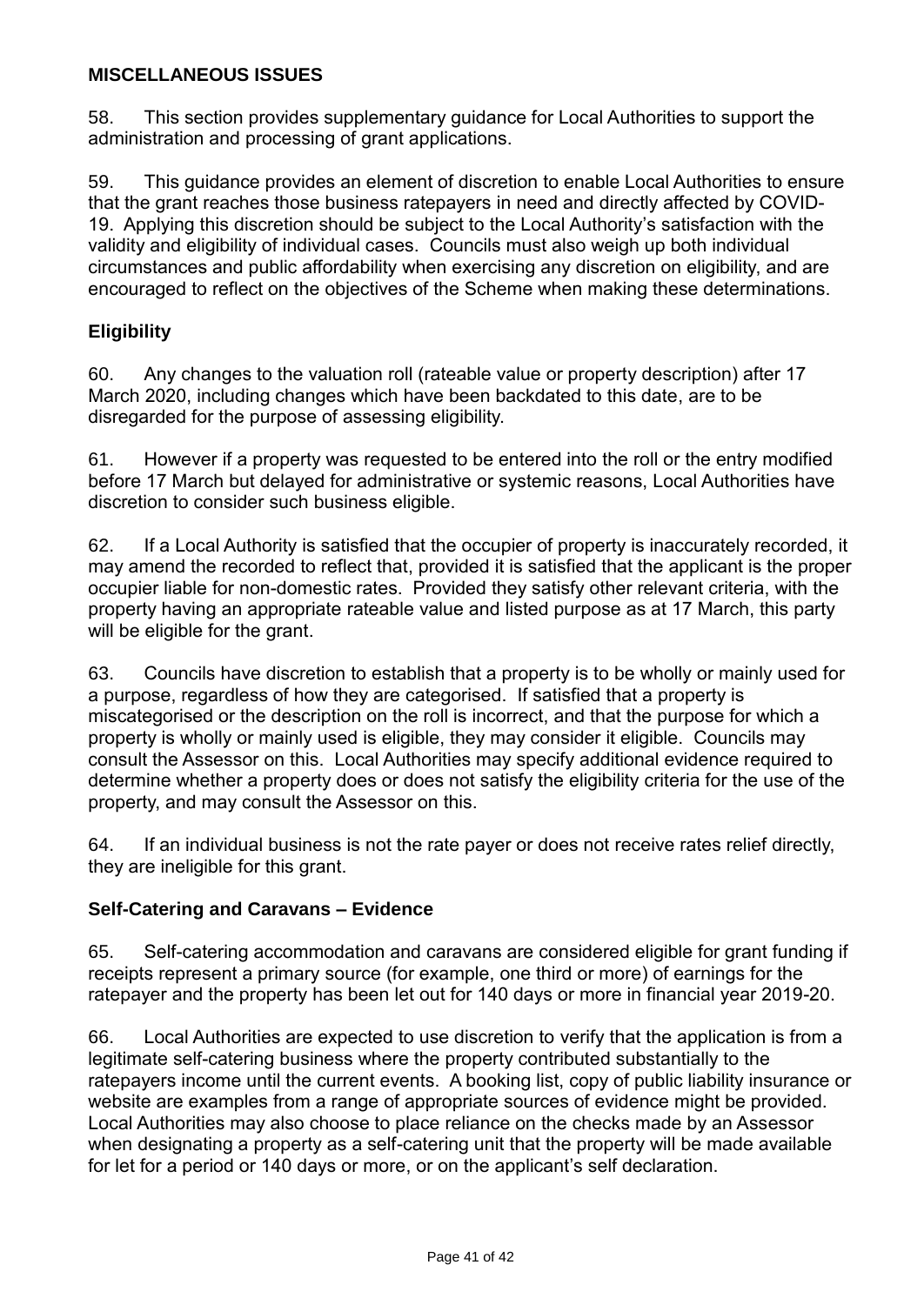## MISCELLANEOUS ISSUES

58. This section provides supplementary guidance for Local Authorities to support the administration and processing of grant applications.

59. This guidance provides an element of discretion to enable Local Authorities to ensure that the grant reaches those business ratepayers in need and directly affected by COVID-19. Applying this discretion should be subject to the Local Authority's satisfaction with the validity and eligibility of individual cases. Councils must also weigh up both individual circumstances and public affordability when exercising any discretion on eligibility, and are encouraged to reflect on the objectives of the Scheme when making these determinations.

### Eligibility

60. Any changes to the valuation roll (rateable value or property description) after 17 March 2020, including changes which have been backdated to this date, are to be disregarded for the purpose of assessing eligibility.

61. However if a property was requested to be entered into the roll or the entry modified before 17 March but delayed for administrative or systemic reasons, Local Authorities have discretion to consider such business eligible.

62. If a Local Authority is satisfied that the occupier of property is inaccurately recorded, it may amend the recorded to reflect that, provided it is satisfied that the applicant is the proper occupier liable for non-domestic rates. Provided they satisfy other relevant criteria, with the property having an appropriate rateable value and listed purpose as at 17 March, this party will be eligible for the grant.

63. Councils have discretion to establish that a property is to be wholly or mainly used for a purpose, regardless of how they are categorised. If satisfied that a property is miscategorised or the description on the roll is incorrect, and that the purpose for which a property is wholly or mainly used is eligible, they may consider it eligible. Councils may consult the Assessor on this. Local Authorities may specify additional evidence required to determine whether a property does or does not satisfy the eligibility criteria for the use of the property, and may consult the Assessor on this.

64. If an individual business is not the rate payer or does not receive rates relief directly, they are ineligible for this grant.

### Self-Catering and Caravans – Evidence

65. Self-catering accommodation and caravans are considered eligible for grant funding if receipts represent a primary source (for example, one third or more) of earnings for the ratepayer and the property has been let out for 140 days or more in financial year 2019-20.

66. Local Authorities are expected to use discretion to verify that the application is from a legitimate self-catering business where the property contributed substantially to the ratepayers income until the current events. A booking list, copy of public liability insurance or website are examples from a range of appropriate sources of evidence might be provided. Local Authorities may also choose to place reliance on the checks made by an Assessor when designating a property as a self-catering unit that the property will be made available for let for a period or 140 days or more, or on the applicant's self declaration.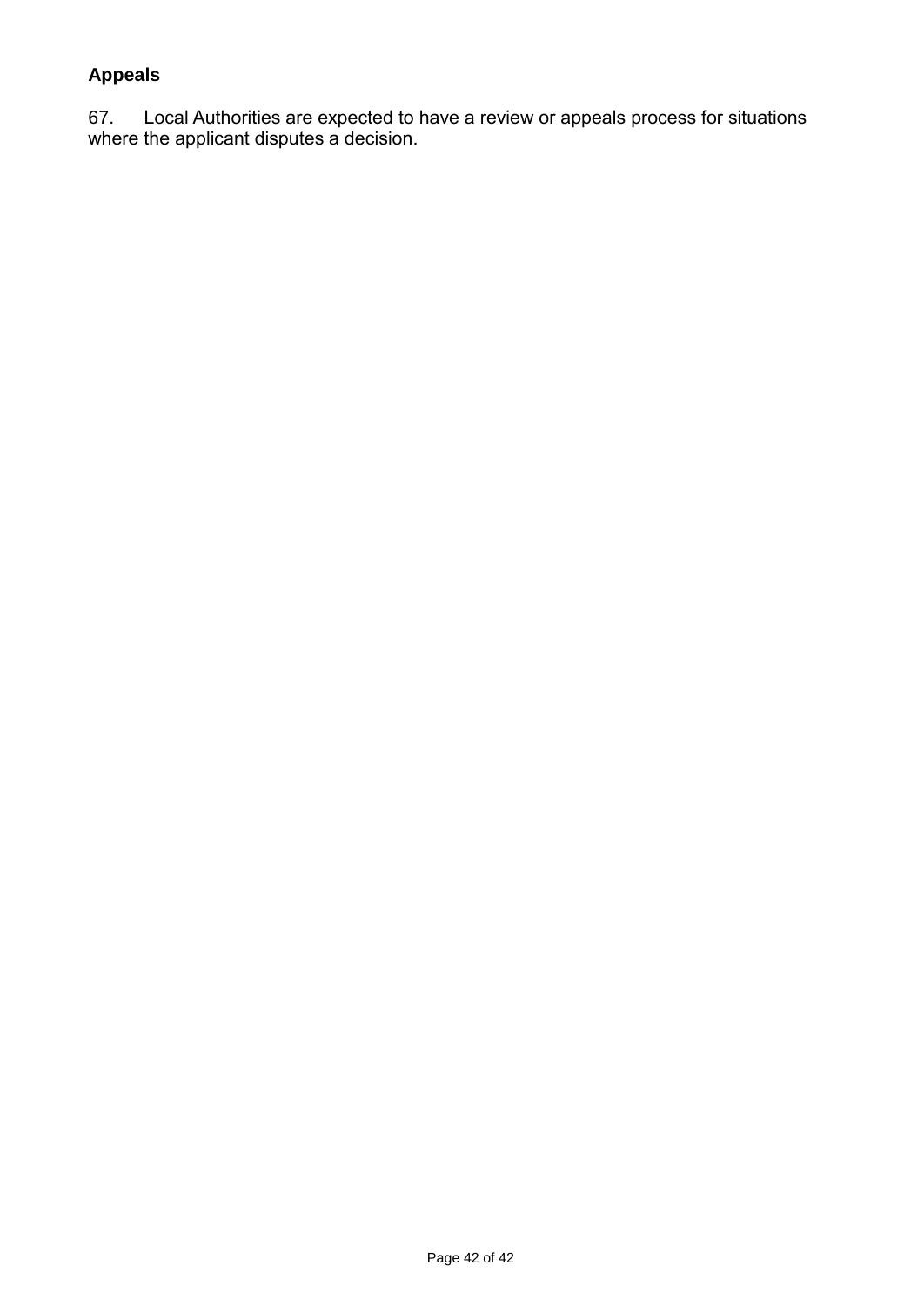## Appeals

67. Local Authorities are expected to have a review or appeals process for situations where the applicant disputes a decision.